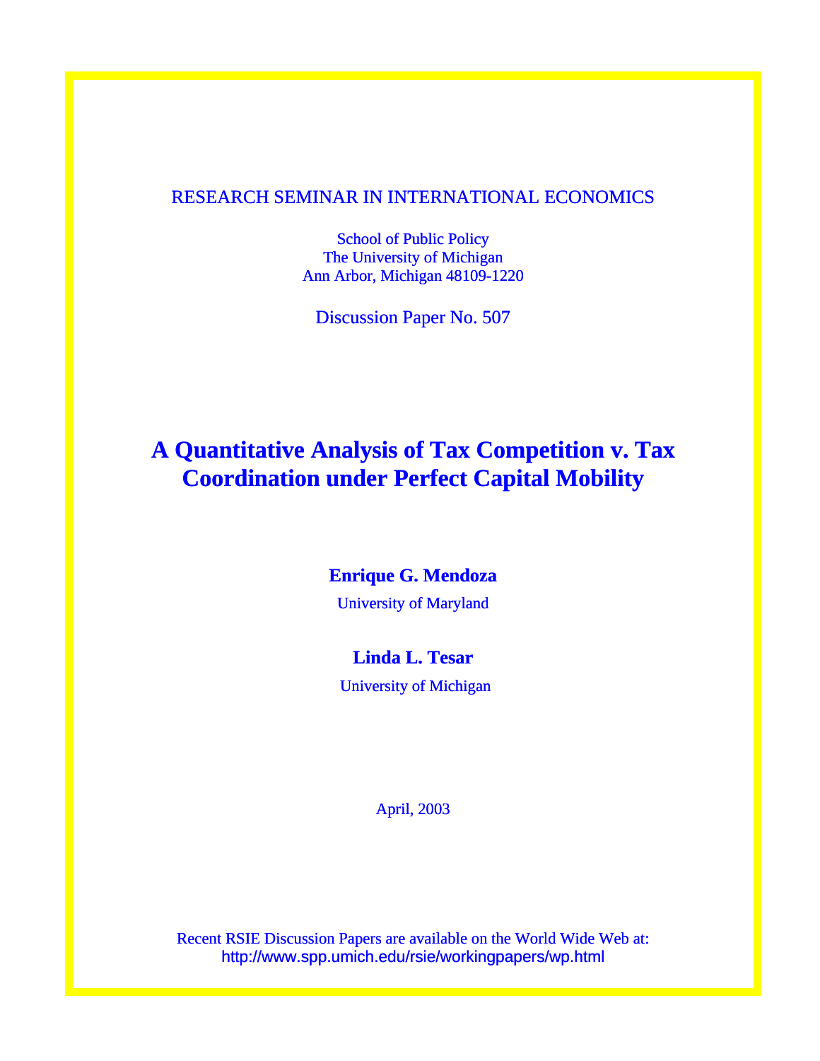RESEARCH SEMINAR IN INTERNATIONAL ECONOMICS

School of Public Policy
The University of Michigan
Ann Arbor, Michigan 48109-1220

Discussion Paper No. 507

# A Quantitative Analysis of Tax Competition v. Tax Coordination under Perfect Capital Mobility

**Enrique G. Mendoza**

University of Maryland

**Linda L. Tesar**

University of Michigan

April, 2003

Recent RSIE Discussion Papers are available on the World Wide Web at:
http://www.spp.umich.edu/rsie/workingpapers/wp.html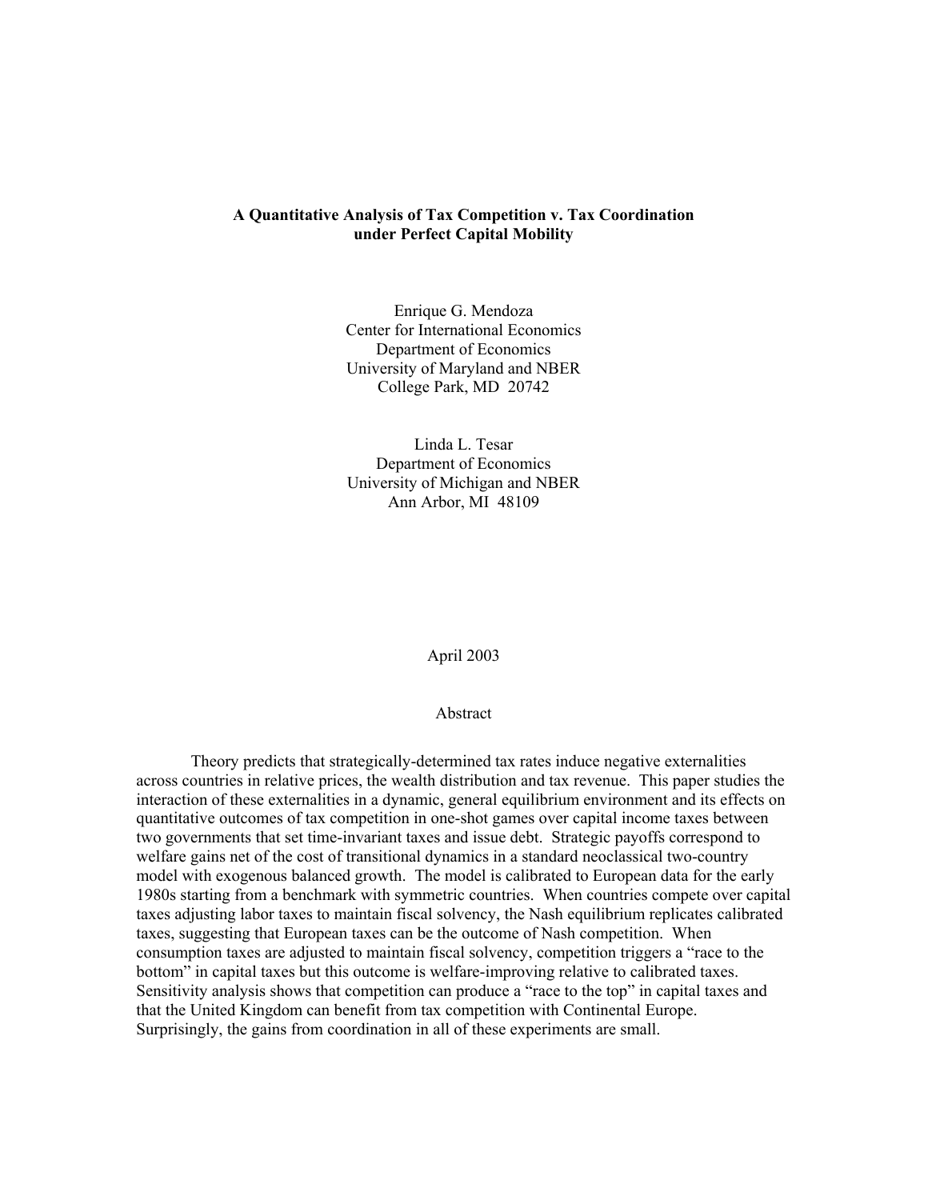**A Quantitative Analysis of Tax Competition v. Tax Coordination under Perfect Capital Mobility**

Enrique G. Mendoza
Center for International Economics
Department of Economics
University of Maryland and NBER
College Park, MD 20742

Linda L. Tesar
Department of Economics
University of Michigan and NBER
Ann Arbor, MI 48109

April 2003

Abstract

Theory predicts that strategically-determined tax rates induce negative externalities across countries in relative prices, the wealth distribution and tax revenue. This paper studies the interaction of these externalities in a dynamic, general equilibrium environment and its effects on quantitative outcomes of tax competition in one-shot games over capital income taxes between two governments that set time-invariant taxes and issue debt. Strategic payoffs correspond to welfare gains net of the cost of transitional dynamics in a standard neoclassical two-country model with exogenous balanced growth. The model is calibrated to European data for the early 1980s starting from a benchmark with symmetric countries. When countries compete over capital taxes adjusting labor taxes to maintain fiscal solvency, the Nash equilibrium replicates calibrated taxes, suggesting that European taxes can be the outcome of Nash competition. When consumption taxes are adjusted to maintain fiscal solvency, competition triggers a "race to the bottom" in capital taxes but this outcome is welfare-improving relative to calibrated taxes. Sensitivity analysis shows that competition can produce a "race to the top" in capital taxes and that the United Kingdom can benefit from tax competition with Continental Europe. Surprisingly, the gains from coordination in all of these experiments are small.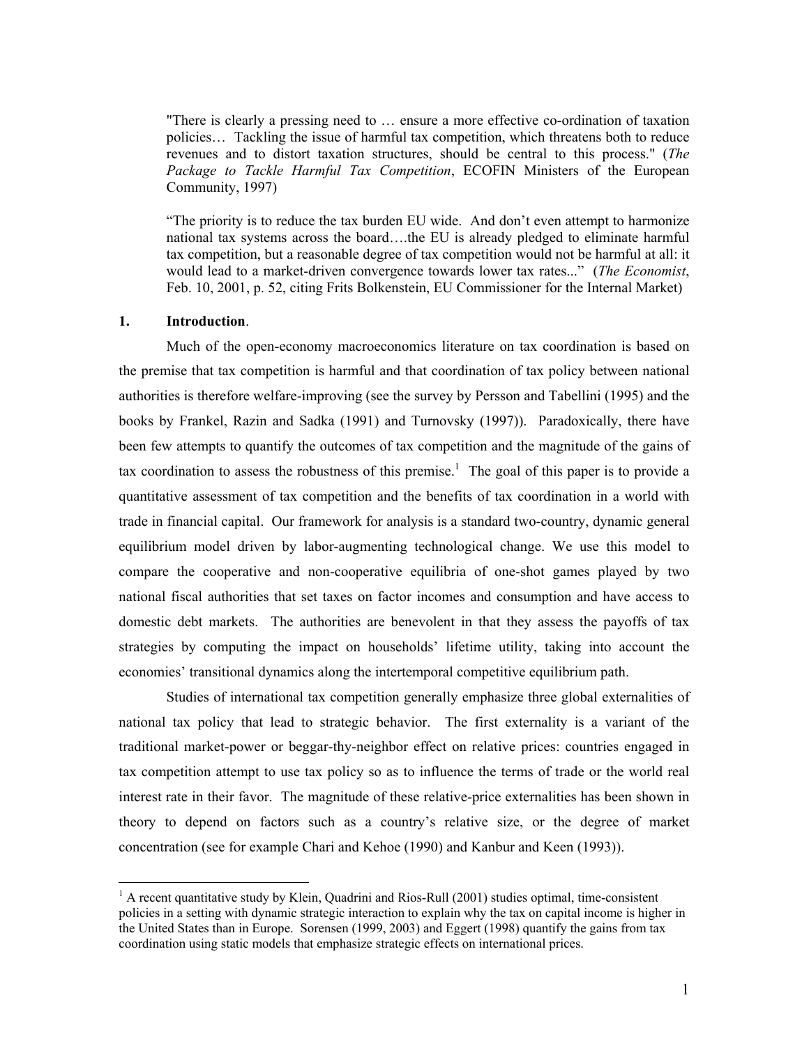> "There is clearly a pressing need to … ensure a more effective co-ordination of taxation policies… Tackling the issue of harmful tax competition, which threatens both to reduce revenues and to distort taxation structures, should be central to this process." (*The Package to Tackle Harmful Tax Competition*, ECOFIN Ministers of the European Community, 1997)

> "The priority is to reduce the tax burden EU wide. And don't even attempt to harmonize national tax systems across the board….the EU is already pledged to eliminate harmful tax competition, but a reasonable degree of tax competition would not be harmful at all: it would lead to a market-driven convergence towards lower tax rates..." (*The Economist*, Feb. 10, 2001, p. 52, citing Frits Bolkenstein, EU Commissioner for the Internal Market)

## 1. Introduction.

Much of the open-economy macroeconomics literature on tax coordination is based on the premise that tax competition is harmful and that coordination of tax policy between national authorities is therefore welfare-improving (see the survey by Persson and Tabellini (1995) and the books by Frankel, Razin and Sadka (1991) and Turnovsky (1997)). Paradoxically, there have been few attempts to quantify the outcomes of tax competition and the magnitude of the gains of tax coordination to assess the robustness of this premise.[1] The goal of this paper is to provide a quantitative assessment of tax competition and the benefits of tax coordination in a world with trade in financial capital. Our framework for analysis is a standard two-country, dynamic general equilibrium model driven by labor-augmenting technological change. We use this model to compare the cooperative and non-cooperative equilibria of one-shot games played by two national fiscal authorities that set taxes on factor incomes and consumption and have access to domestic debt markets. The authorities are benevolent in that they assess the payoffs of tax strategies by computing the impact on households' lifetime utility, taking into account the economies' transitional dynamics along the intertemporal competitive equilibrium path.

Studies of international tax competition generally emphasize three global externalities of national tax policy that lead to strategic behavior. The first externality is a variant of the traditional market-power or beggar-thy-neighbor effect on relative prices: countries engaged in tax competition attempt to use tax policy so as to influence the terms of trade or the world real interest rate in their favor. The magnitude of these relative-price externalities has been shown in theory to depend on factors such as a country's relative size, or the degree of market concentration (see for example Chari and Kehoe (1990) and Kanbur and Keen (1993)).

[1] A recent quantitative study by Klein, Quadrini and Rios-Rull (2001) studies optimal, time-consistent policies in a setting with dynamic strategic interaction to explain why the tax on capital income is higher in the United States than in Europe. Sorensen (1999, 2003) and Eggert (1998) quantify the gains from tax coordination using static models that emphasize strategic effects on international prices.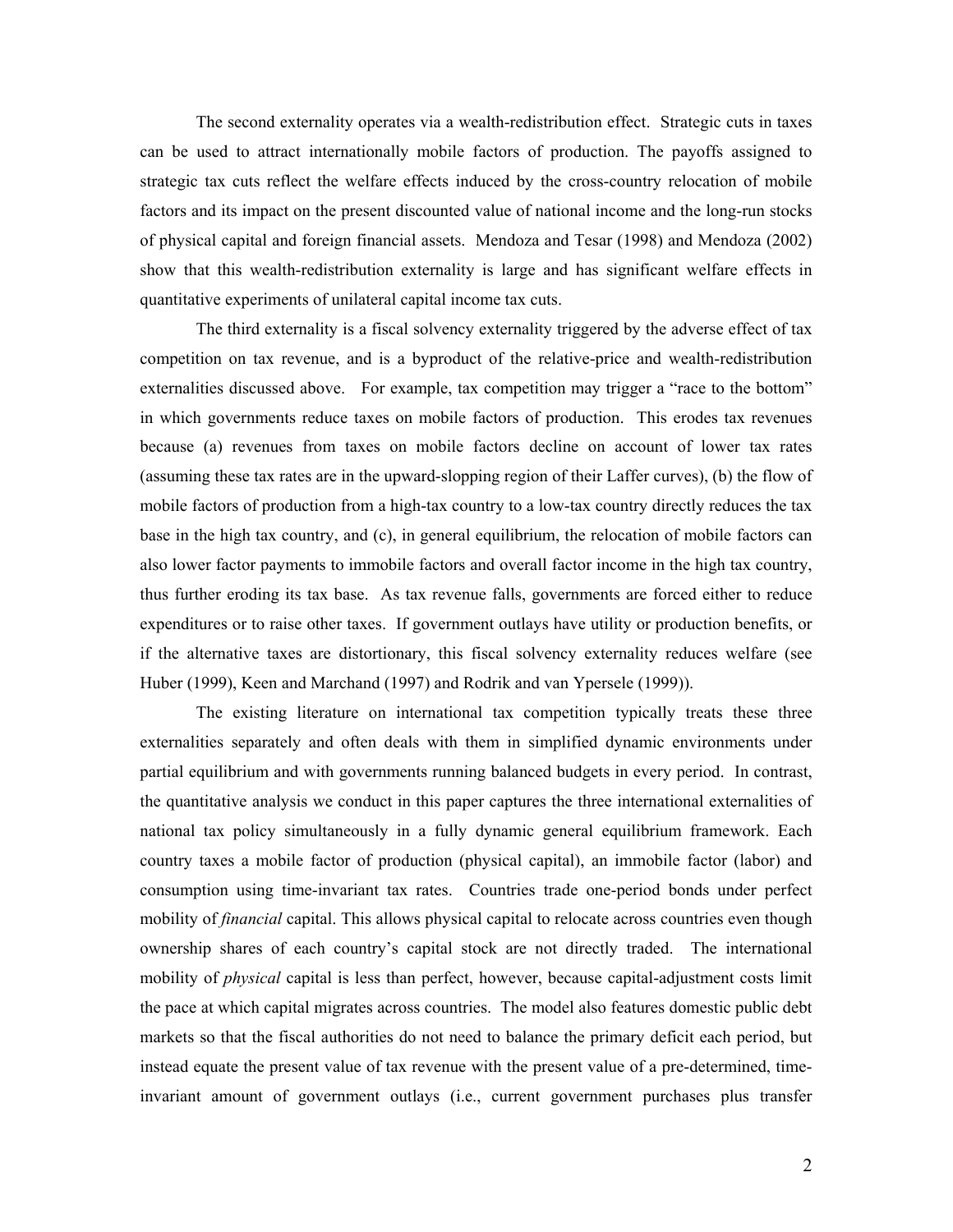The second externality operates via a wealth-redistribution effect. Strategic cuts in taxes can be used to attract internationally mobile factors of production. The payoffs assigned to strategic tax cuts reflect the welfare effects induced by the cross-country relocation of mobile factors and its impact on the present discounted value of national income and the long-run stocks of physical capital and foreign financial assets. Mendoza and Tesar (1998) and Mendoza (2002) show that this wealth-redistribution externality is large and has significant welfare effects in quantitative experiments of unilateral capital income tax cuts.

The third externality is a fiscal solvency externality triggered by the adverse effect of tax competition on tax revenue, and is a byproduct of the relative-price and wealth-redistribution externalities discussed above. For example, tax competition may trigger a "race to the bottom" in which governments reduce taxes on mobile factors of production. This erodes tax revenues because (a) revenues from taxes on mobile factors decline on account of lower tax rates (assuming these tax rates are in the upward-sloping region of their Laffer curves), (b) the flow of mobile factors of production from a high-tax country to a low-tax country directly reduces the tax base in the high tax country, and (c), in general equilibrium, the relocation of mobile factors can also lower factor payments to immobile factors and overall factor income in the high tax country, thus further eroding its tax base. As tax revenue falls, governments are forced either to reduce expenditures or to raise other taxes. If government outlays have utility or production benefits, or if the alternative taxes are distortionary, this fiscal solvency externality reduces welfare (see Huber (1999), Keen and Marchand (1997) and Rodrik and van Ypersele (1999)).

The existing literature on international tax competition typically treats these three externalities separately and often deals with them in simplified dynamic environments under partial equilibrium and with governments running balanced budgets in every period. In contrast, the quantitative analysis we conduct in this paper captures the three international externalities of national tax policy simultaneously in a fully dynamic general equilibrium framework. Each country taxes a mobile factor of production (physical capital), an immobile factor (labor) and consumption using time-invariant tax rates. Countries trade one-period bonds under perfect mobility of *financial* capital. This allows physical capital to relocate across countries even though ownership shares of each country's capital stock are not directly traded. The international mobility of *physical* capital is less than perfect, however, because capital-adjustment costs limit the pace at which capital migrates across countries. The model also features domestic public debt markets so that the fiscal authorities do not need to balance the primary deficit each period, but instead equate the present value of tax revenue with the present value of a pre-determined, time-invariant amount of government outlays (i.e., current government purchases plus transfer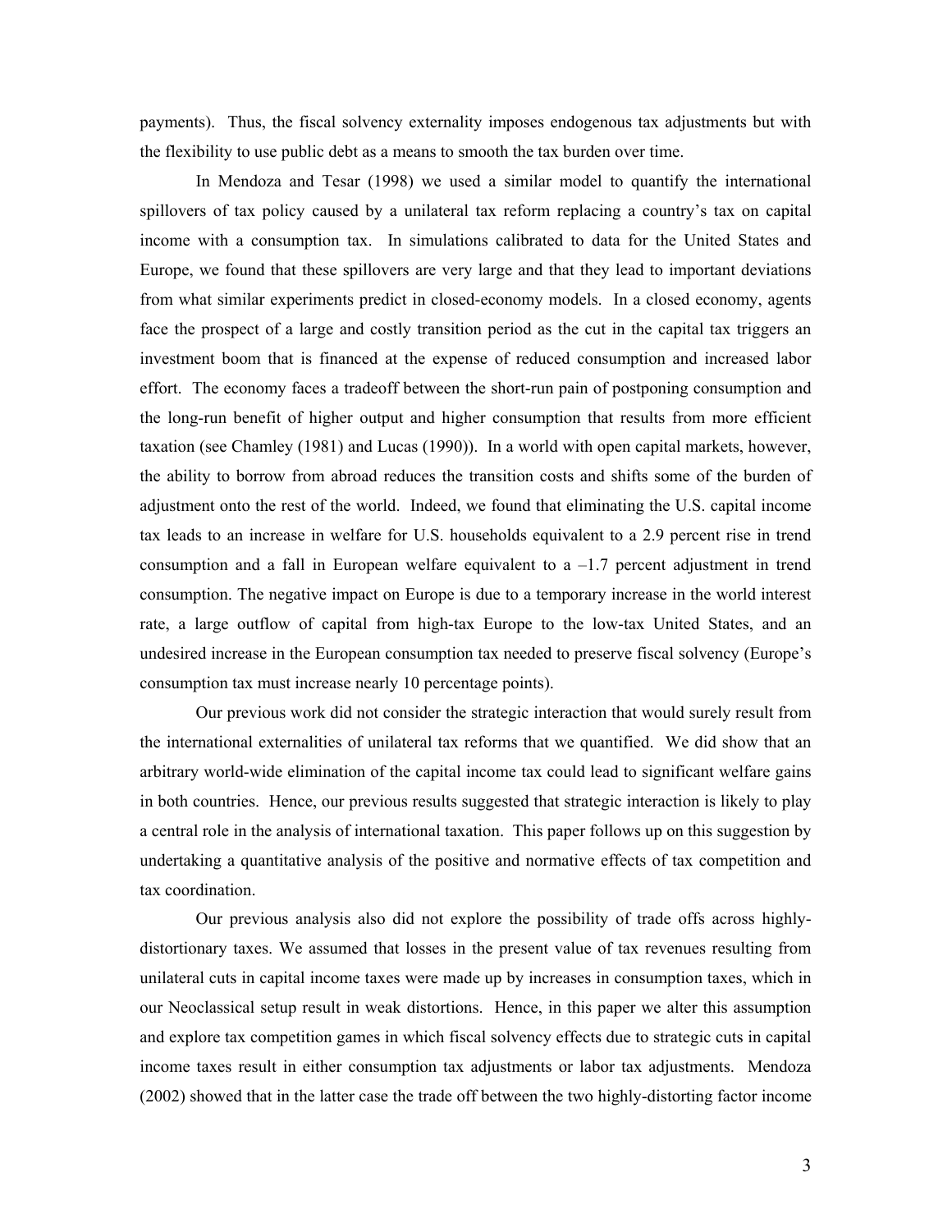payments). Thus, the fiscal solvency externality imposes endogenous tax adjustments but with the flexibility to use public debt as a means to smooth the tax burden over time.

In Mendoza and Tesar (1998) we used a similar model to quantify the international spillovers of tax policy caused by a unilateral tax reform replacing a country's tax on capital income with a consumption tax. In simulations calibrated to data for the United States and Europe, we found that these spillovers are very large and that they lead to important deviations from what similar experiments predict in closed-economy models. In a closed economy, agents face the prospect of a large and costly transition period as the cut in the capital tax triggers an investment boom that is financed at the expense of reduced consumption and increased labor effort. The economy faces a tradeoff between the short-run pain of postponing consumption and the long-run benefit of higher output and higher consumption that results from more efficient taxation (see Chamley (1981) and Lucas (1990)). In a world with open capital markets, however, the ability to borrow from abroad reduces the transition costs and shifts some of the burden of adjustment onto the rest of the world. Indeed, we found that eliminating the U.S. capital income tax leads to an increase in welfare for U.S. households equivalent to a 2.9 percent rise in trend consumption and a fall in European welfare equivalent to a –1.7 percent adjustment in trend consumption. The negative impact on Europe is due to a temporary increase in the world interest rate, a large outflow of capital from high-tax Europe to the low-tax United States, and an undesired increase in the European consumption tax needed to preserve fiscal solvency (Europe's consumption tax must increase nearly 10 percentage points).

Our previous work did not consider the strategic interaction that would surely result from the international externalities of unilateral tax reforms that we quantified. We did show that an arbitrary world-wide elimination of the capital income tax could lead to significant welfare gains in both countries. Hence, our previous results suggested that strategic interaction is likely to play a central role in the analysis of international taxation. This paper follows up on this suggestion by undertaking a quantitative analysis of the positive and normative effects of tax competition and tax coordination.

Our previous analysis also did not explore the possibility of trade offs across highly-distortionary taxes. We assumed that losses in the present value of tax revenues resulting from unilateral cuts in capital income taxes were made up by increases in consumption taxes, which in our Neoclassical setup result in weak distortions. Hence, in this paper we alter this assumption and explore tax competition games in which fiscal solvency effects due to strategic cuts in capital income taxes result in either consumption tax adjustments or labor tax adjustments. Mendoza (2002) showed that in the latter case the trade off between the two highly-distorting factor income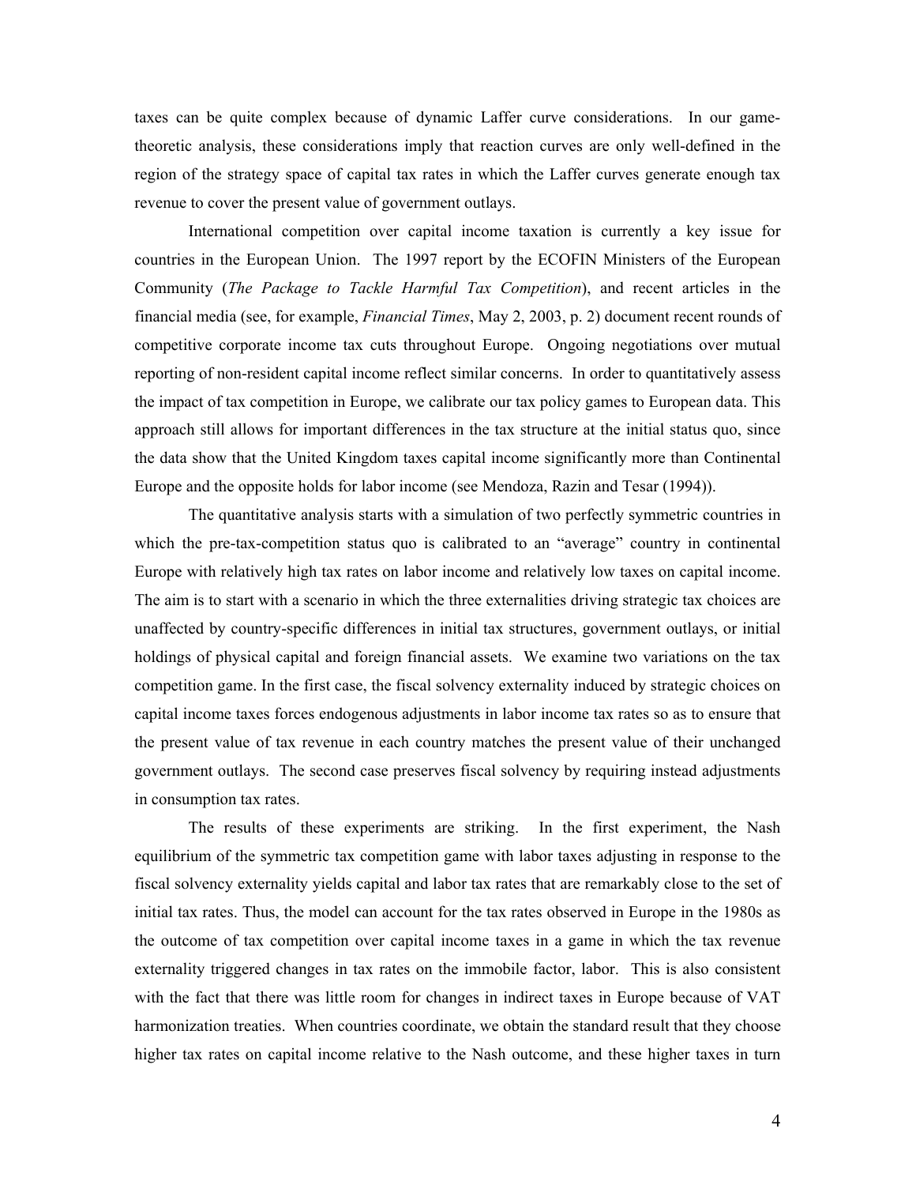taxes can be quite complex because of dynamic Laffer curve considerations. In our game-theoretic analysis, these considerations imply that reaction curves are only well-defined in the region of the strategy space of capital tax rates in which the Laffer curves generate enough tax revenue to cover the present value of government outlays.

International competition over capital income taxation is currently a key issue for countries in the European Union. The 1997 report by the ECOFIN Ministers of the European Community (*The Package to Tackle Harmful Tax Competition*), and recent articles in the financial media (see, for example, *Financial Times*, May 2, 2003, p. 2) document recent rounds of competitive corporate income tax cuts throughout Europe. Ongoing negotiations over mutual reporting of non-resident capital income reflect similar concerns. In order to quantitatively assess the impact of tax competition in Europe, we calibrate our tax policy games to European data. This approach still allows for important differences in the tax structure at the initial status quo, since the data show that the United Kingdom taxes capital income significantly more than Continental Europe and the opposite holds for labor income (see Mendoza, Razin and Tesar (1994)).

The quantitative analysis starts with a simulation of two perfectly symmetric countries in which the pre-tax-competition status quo is calibrated to an "average" country in continental Europe with relatively high tax rates on labor income and relatively low taxes on capital income. The aim is to start with a scenario in which the three externalities driving strategic tax choices are unaffected by country-specific differences in initial tax structures, government outlays, or initial holdings of physical capital and foreign financial assets. We examine two variations on the tax competition game. In the first case, the fiscal solvency externality induced by strategic choices on capital income taxes forces endogenous adjustments in labor income tax rates so as to ensure that the present value of tax revenue in each country matches the present value of their unchanged government outlays. The second case preserves fiscal solvency by requiring instead adjustments in consumption tax rates.

The results of these experiments are striking. In the first experiment, the Nash equilibrium of the symmetric tax competition game with labor taxes adjusting in response to the fiscal solvency externality yields capital and labor tax rates that are remarkably close to the set of initial tax rates. Thus, the model can account for the tax rates observed in Europe in the 1980s as the outcome of tax competition over capital income taxes in a game in which the tax revenue externality triggered changes in tax rates on the immobile factor, labor. This is also consistent with the fact that there was little room for changes in indirect taxes in Europe because of VAT harmonization treaties. When countries coordinate, we obtain the standard result that they choose higher tax rates on capital income relative to the Nash outcome, and these higher taxes in turn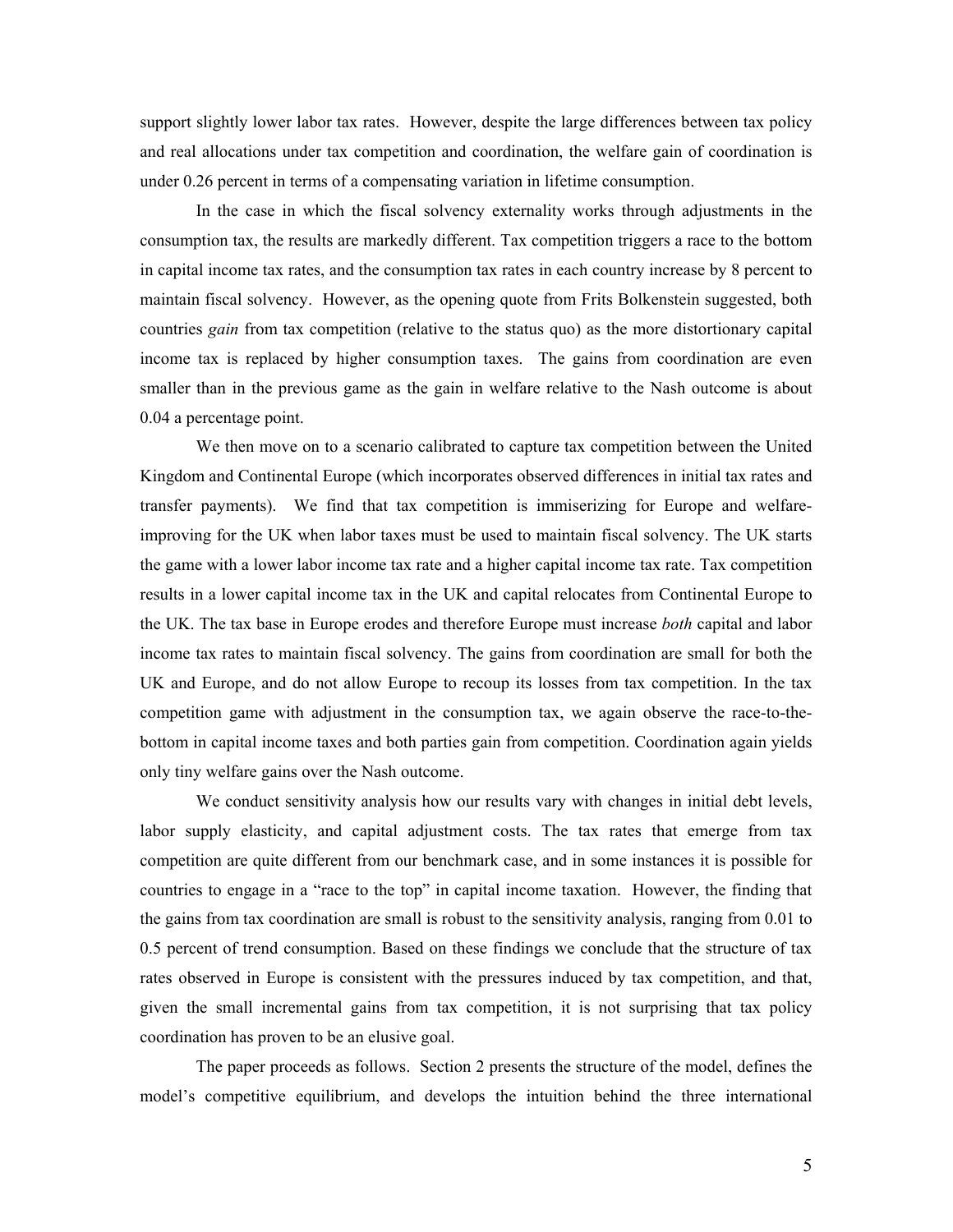support slightly lower labor tax rates. However, despite the large differences between tax policy and real allocations under tax competition and coordination, the welfare gain of coordination is under 0.26 percent in terms of a compensating variation in lifetime consumption.

In the case in which the fiscal solvency externality works through adjustments in the consumption tax, the results are markedly different. Tax competition triggers a race to the bottom in capital income tax rates, and the consumption tax rates in each country increase by 8 percent to maintain fiscal solvency. However, as the opening quote from Frits Bolkenstein suggested, both countries *gain* from tax competition (relative to the status quo) as the more distortionary capital income tax is replaced by higher consumption taxes. The gains from coordination are even smaller than in the previous game as the gain in welfare relative to the Nash outcome is about 0.04 a percentage point.

We then move on to a scenario calibrated to capture tax competition between the United Kingdom and Continental Europe (which incorporates observed differences in initial tax rates and transfer payments). We find that tax competition is immiserizing for Europe and welfare-improving for the UK when labor taxes must be used to maintain fiscal solvency. The UK starts the game with a lower labor income tax rate and a higher capital income tax rate. Tax competition results in a lower capital income tax in the UK and capital relocates from Continental Europe to the UK. The tax base in Europe erodes and therefore Europe must increase *both* capital and labor income tax rates to maintain fiscal solvency. The gains from coordination are small for both the UK and Europe, and do not allow Europe to recoup its losses from tax competition. In the tax competition game with adjustment in the consumption tax, we again observe the race-to-the-bottom in capital income taxes and both parties gain from competition. Coordination again yields only tiny welfare gains over the Nash outcome.

We conduct sensitivity analysis how our results vary with changes in initial debt levels, labor supply elasticity, and capital adjustment costs. The tax rates that emerge from tax competition are quite different from our benchmark case, and in some instances it is possible for countries to engage in a "race to the top" in capital income taxation. However, the finding that the gains from tax coordination are small is robust to the sensitivity analysis, ranging from 0.01 to 0.5 percent of trend consumption. Based on these findings we conclude that the structure of tax rates observed in Europe is consistent with the pressures induced by tax competition, and that, given the small incremental gains from tax competition, it is not surprising that tax policy coordination has proven to be an elusive goal.

The paper proceeds as follows. Section 2 presents the structure of the model, defines the model's competitive equilibrium, and develops the intuition behind the three international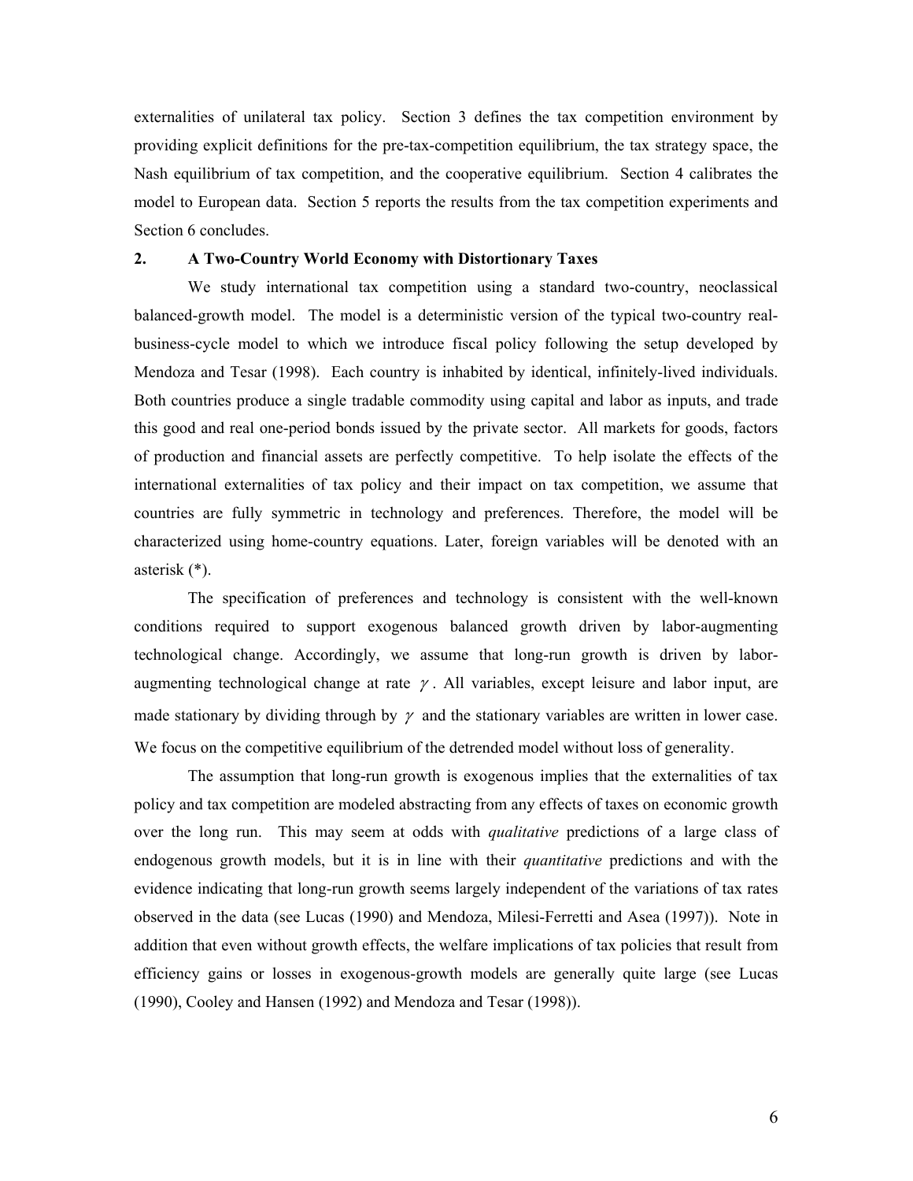externalities of unilateral tax policy. Section 3 defines the tax competition environment by providing explicit definitions for the pre-tax-competition equilibrium, the tax strategy space, the Nash equilibrium of tax competition, and the cooperative equilibrium. Section 4 calibrates the model to European data. Section 5 reports the results from the tax competition experiments and Section 6 concludes.

## 2. A Two-Country World Economy with Distortionary Taxes

We study international tax competition using a standard two-country, neoclassical balanced-growth model. The model is a deterministic version of the typical two-country real-business-cycle model to which we introduce fiscal policy following the setup developed by Mendoza and Tesar (1998). Each country is inhabited by identical, infinitely-lived individuals. Both countries produce a single tradable commodity using capital and labor as inputs, and trade this good and real one-period bonds issued by the private sector. All markets for goods, factors of production and financial assets are perfectly competitive. To help isolate the effects of the international externalities of tax policy and their impact on tax competition, we assume that countries are fully symmetric in technology and preferences. Therefore, the model will be characterized using home-country equations. Later, foreign variables will be denoted with an asterisk (*).

The specification of preferences and technology is consistent with the well-known conditions required to support exogenous balanced growth driven by labor-augmenting technological change. Accordingly, we assume that long-run growth is driven by labor-augmenting technological change at rate $\gamma$. All variables, except leisure and labor input, are made stationary by dividing through by $\gamma$ and the stationary variables are written in lower case. We focus on the competitive equilibrium of the detrended model without loss of generality.

The assumption that long-run growth is exogenous implies that the externalities of tax policy and tax competition are modeled abstracting from any effects of taxes on economic growth over the long run. This may seem at odds with *qualitative* predictions of a large class of endogenous growth models, but it is in line with their *quantitative* predictions and with the evidence indicating that long-run growth seems largely independent of the variations of tax rates observed in the data (see Lucas (1990) and Mendoza, Milesi-Ferretti and Asea (1997)). Note in addition that even without growth effects, the welfare implications of tax policies that result from efficiency gains or losses in exogenous-growth models are generally quite large (see Lucas (1990), Cooley and Hansen (1992) and Mendoza and Tesar (1998)).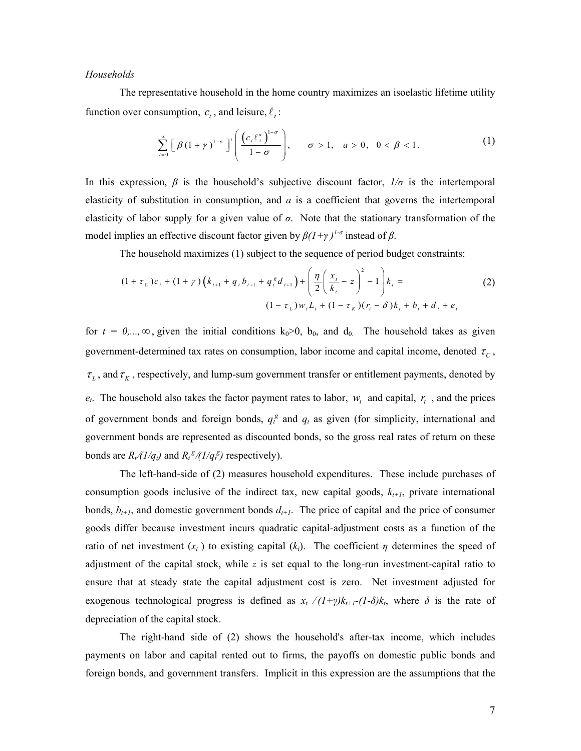*Households*

The representative household in the home country maximizes an isoelastic lifetime utility function over consumption, $c_t$, and leisure, $\ell_t$:

$$\sum_{t=0}^{\infty} \left[ \beta (1+\gamma)^{1-\sigma} \right]^t \left( \frac{\left( c_t \ell_t^a \right)^{1-\sigma}}{1-\sigma} \right), \qquad \sigma > 1, \quad a > 0, \quad 0 < \beta < 1. \tag{1}$$

In this expression, $\beta$ is the household's subjective discount factor, $1/\sigma$ is the intertemporal elasticity of substitution in consumption, and $a$ is a coefficient that governs the intertemporal elasticity of labor supply for a given value of $\sigma$. Note that the stationary transformation of the model implies an effective discount factor given by $\beta(1+\gamma)^{1-\sigma}$ instead of $\beta$.

The household maximizes (1) subject to the sequence of period budget constraints:

$$(1+\tau_C)c_t + (1+\gamma)\left(k_{t+1} + q_t b_{t+1} + q_t^g d_{t+1}\right) + \left( \frac{\eta}{2}\left( \frac{x_t}{k_t} - z \right)^2 - 1 \right) k_t = (1-\tau_L) w_t L_t + (1-\tau_K)(r_t - \delta) k_t + b_t + d_t + e_t \tag{2}$$

for $t = 0, ..., \infty$, given the initial conditions $k_0 > 0$, $b_0$, and $d_0$. The household takes as given government-determined tax rates on consumption, labor income and capital income, denoted $\tau_C$, $\tau_L$, and $\tau_K$, respectively, and lump-sum government transfer or entitlement payments, denoted by $e_t$. The household also takes the factor payment rates to labor, $w_t$ and capital, $r_t$, and the prices of government bonds and foreign bonds, $q_t^g$ and $q_t$ as given (for simplicity, international and government bonds are represented as discounted bonds, so the gross real rates of return on these bonds are $R_t/(1/q_t)$ and $R_t^g/(1/q_t^g)$ respectively).

The left-hand-side of (2) measures household expenditures. These include purchases of consumption goods inclusive of the indirect tax, new capital goods, $k_{t+1}$, private international bonds, $b_{t+1}$, and domestic government bonds $d_{t+1}$. The price of capital and the price of consumer goods differ because investment incurs quadratic capital-adjustment costs as a function of the ratio of net investment ($x_t$) to existing capital ($k_t$). The coefficient $\eta$ determines the speed of adjustment of the capital stock, while $z$ is set equal to the long-run investment-capital ratio to ensure that at steady state the capital adjustment cost is zero. Net investment adjusted for exogenous technological progress is defined as $x_t / (1+\gamma)k_{t+1} - (1-\delta)k_t$, where $\delta$ is the rate of depreciation of the capital stock.

The right-hand side of (2) shows the household's after-tax income, which includes payments on labor and capital rented out to firms, the payoffs on domestic public bonds and foreign bonds, and government transfers. Implicit in this expression are the assumptions that the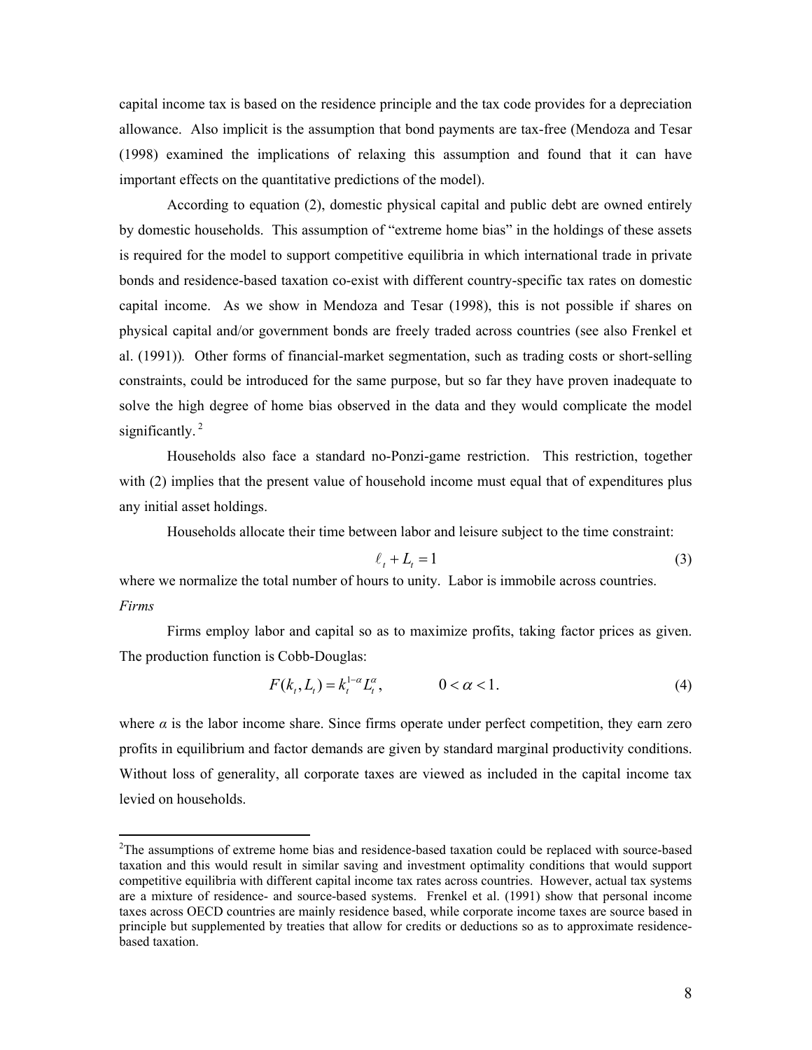capital income tax is based on the residence principle and the tax code provides for a depreciation allowance. Also implicit is the assumption that bond payments are tax-free (Mendoza and Tesar (1998) examined the implications of relaxing this assumption and found that it can have important effects on the quantitative predictions of the model).

According to equation (2), domestic physical capital and public debt are owned entirely by domestic households. This assumption of "extreme home bias" in the holdings of these assets is required for the model to support competitive equilibria in which international trade in private bonds and residence-based taxation co-exist with different country-specific tax rates on domestic capital income. As we show in Mendoza and Tesar (1998), this is not possible if shares on physical capital and/or government bonds are freely traded across countries (see also Frenkel et al. (1991)). Other forms of financial-market segmentation, such as trading costs or short-selling constraints, could be introduced for the same purpose, but so far they have proven inadequate to solve the high degree of home bias observed in the data and they would complicate the model significantly.[2]

Households also face a standard no-Ponzi-game restriction. This restriction, together with (2) implies that the present value of household income must equal that of expenditures plus any initial asset holdings.

Households allocate their time between labor and leisure subject to the time constraint:

$$\ell_t + L_t = 1 \tag{3}$$

where we normalize the total number of hours to unity. Labor is immobile across countries.

*Firms*

Firms employ labor and capital so as to maximize profits, taking factor prices as given. The production function is Cobb-Douglas:

$$F(k_t, L_t) = k_t^{1-\alpha} L_t^{\alpha}, \qquad 0 < \alpha < 1. \tag{4}$$

where $\alpha$ is the labor income share. Since firms operate under perfect competition, they earn zero profits in equilibrium and factor demands are given by standard marginal productivity conditions. Without loss of generality, all corporate taxes are viewed as included in the capital income tax levied on households.

[2]The assumptions of extreme home bias and residence-based taxation could be replaced with source-based taxation and this would result in similar saving and investment optimality conditions that would support competitive equilibria with different capital income tax rates across countries. However, actual tax systems are a mixture of residence- and source-based systems. Frenkel et al. (1991) show that personal income taxes across OECD countries are mainly residence based, while corporate income taxes are source based in principle but supplemented by treaties that allow for credits or deductions so as to approximate residence-based taxation.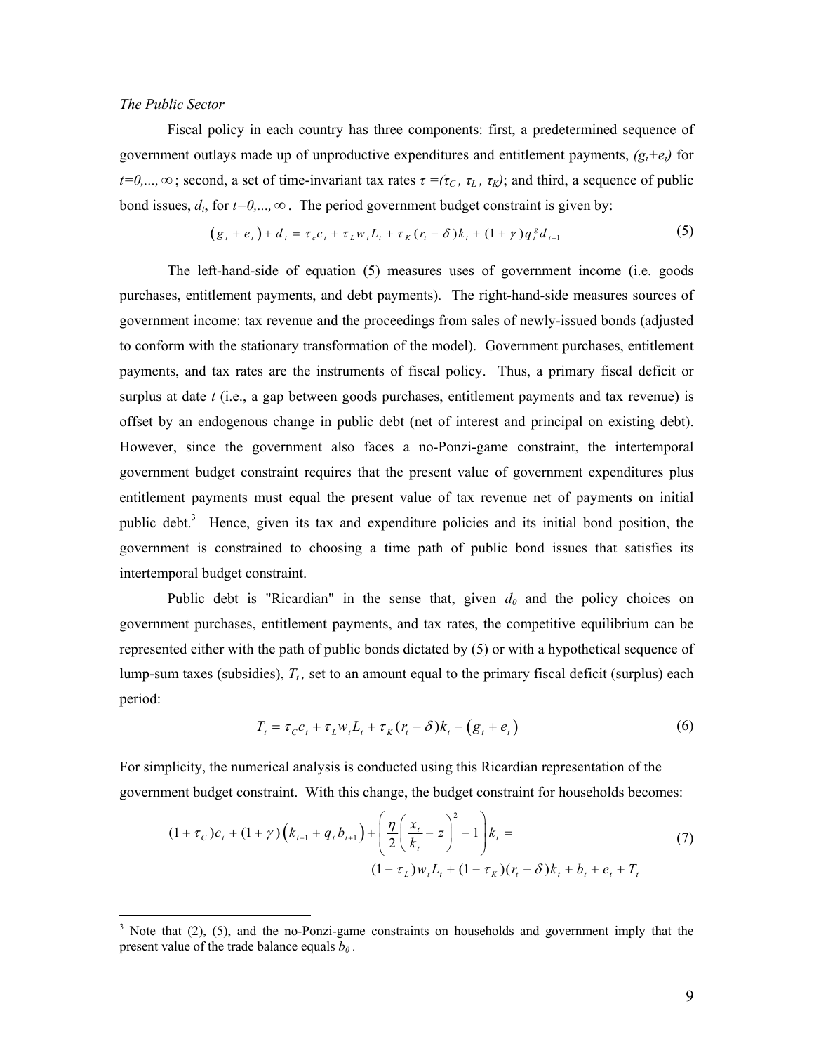*The Public Sector*

Fiscal policy in each country has three components: first, a predetermined sequence of government outlays made up of unproductive expenditures and entitlement payments, $(g_t+e_t)$ for $t=0,...,\infty$; second, a set of time-invariant tax rates $\tau = (\tau_C, \tau_L, \tau_K)$; and third, a sequence of public bond issues, $d_t$, for $t=0,...,\infty$. The period government budget constraint is given by:

$$\left(g_t + e_t\right) + d_t = \tau_c c_t + \tau_L w_t L_t + \tau_K (r_t - \delta) k_t + (1+\gamma) q_t^g d_{t+1} \tag{5}$$

The left-hand-side of equation (5) measures uses of government income (i.e. goods purchases, entitlement payments, and debt payments). The right-hand-side measures sources of government income: tax revenue and the proceedings from sales of newly-issued bonds (adjusted to conform with the stationary transformation of the model). Government purchases, entitlement payments, and tax rates are the instruments of fiscal policy. Thus, a primary fiscal deficit or surplus at date $t$ (i.e., a gap between goods purchases, entitlement payments and tax revenue) is offset by an endogenous change in public debt (net of interest and principal on existing debt). However, since the government also faces a no-Ponzi-game constraint, the intertemporal government budget constraint requires that the present value of government expenditures plus entitlement payments must equal the present value of tax revenue net of payments on initial public debt.[3] Hence, given its tax and expenditure policies and its initial bond position, the government is constrained to choosing a time path of public bond issues that satisfies its intertemporal budget constraint.

Public debt is "Ricardian" in the sense that, given $d_0$ and the policy choices on government purchases, entitlement payments, and tax rates, the competitive equilibrium can be represented either with the path of public bonds dictated by (5) or with a hypothetical sequence of lump-sum taxes (subsidies), $T_t$, set to an amount equal to the primary fiscal deficit (surplus) each period:

$$T_t = \tau_C c_t + \tau_L w_t L_t + \tau_K (r_t - \delta) k_t - \left(g_t + e_t\right) \tag{6}$$

For simplicity, the numerical analysis is conducted using this Ricardian representation of the government budget constraint. With this change, the budget constraint for households becomes:

$$(1+\tau_C)c_t + (1+\gamma)\left(k_{t+1} + q_t b_{t+1}\right) + \left(\frac{\eta}{2}\left(\frac{x_t}{k_t} - z\right)^2 - 1\right) k_t = (1-\tau_L) w_t L_t + (1-\tau_K)(r_t - \delta) k_t + b_t + e_t + T_t \tag{7}$$

[3] Note that (2), (5), and the no-Ponzi-game constraints on households and government imply that the present value of the trade balance equals $b_0$.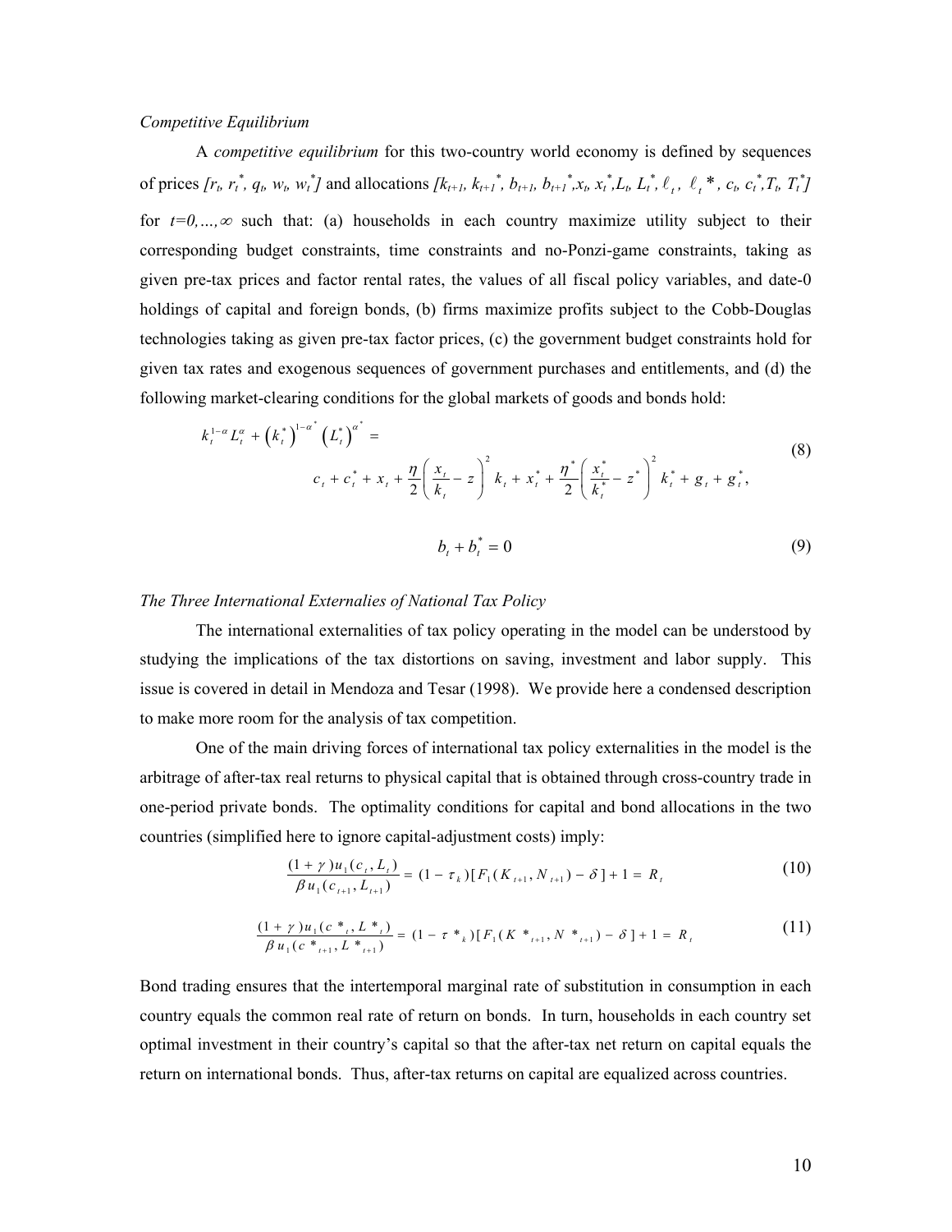*Competitive Equilibrium*

A *competitive equilibrium* for this two-country world economy is defined by sequences of prices $[r_t, r_t^*, q_t, w_t, w_t^*]$ and allocations $[k_{t+1}, k_{t+1}^*, b_{t+1}, b_{t+1}^*, x_t, x_t^*, L_t, L_t^*, \ell_t, \ell_t^*, c_t, c_t^*, T_t, T_t^*]$ for $t=0,\ldots,\infty$ such that: (a) households in each country maximize utility subject to their corresponding budget constraints, time constraints and no-Ponzi-game constraints, taking as given pre-tax prices and factor rental rates, the values of all fiscal policy variables, and date-0 holdings of capital and foreign bonds, (b) firms maximize profits subject to the Cobb-Douglas technologies taking as given pre-tax factor prices, (c) the government budget constraints hold for given tax rates and exogenous sequences of government purchases and entitlements, and (d) the following market-clearing conditions for the global markets of goods and bonds hold:

$$k_t^{1-\alpha} L_t^{\alpha} + \left(k_t^*\right)^{1-\alpha^*} \left(L_t^*\right)^{\alpha^*} = c_t + c_t^* + x_t + \frac{\eta}{2}\left(\frac{x_t}{k_t} - z\right)^2 k_t + x_t^* + \frac{\eta^*}{2}\left(\frac{x_t^*}{k_t^*} - z^*\right)^2 k_t^* + g_t + g_t^*, \tag{8}$$

$$b_t + b_t^* = 0 \tag{9}$$

*The Three International Externalies of National Tax Policy*

The international externalities of tax policy operating in the model can be understood by studying the implications of the tax distortions on saving, investment and labor supply. This issue is covered in detail in Mendoza and Tesar (1998). We provide here a condensed description to make more room for the analysis of tax competition.

One of the main driving forces of international tax policy externalities in the model is the arbitrage of after-tax real returns to physical capital that is obtained through cross-country trade in one-period private bonds. The optimality conditions for capital and bond allocations in the two countries (simplified here to ignore capital-adjustment costs) imply:

$$\frac{(1+\gamma)u_1(c_t, L_t)}{\beta u_1(c_{t+1}, L_{t+1})} = (1-\tau_k)[F_1(K_{t+1}, N_{t+1}) - \delta] + 1 = R_t \tag{10}$$

$$\frac{(1+\gamma)u_1(c^*_t, L^*_t)}{\beta u_1(c^*_{t+1}, L^*_{t+1})} = (1-\tau^*_k)[F_1(K^*_{t+1}, N^*_{t+1}) - \delta] + 1 = R_t \tag{11}$$

Bond trading ensures that the intertemporal marginal rate of substitution in consumption in each country equals the common real rate of return on bonds. In turn, households in each country set optimal investment in their country's capital so that the after-tax net return on capital equals the return on international bonds. Thus, after-tax returns on capital are equalized across countries.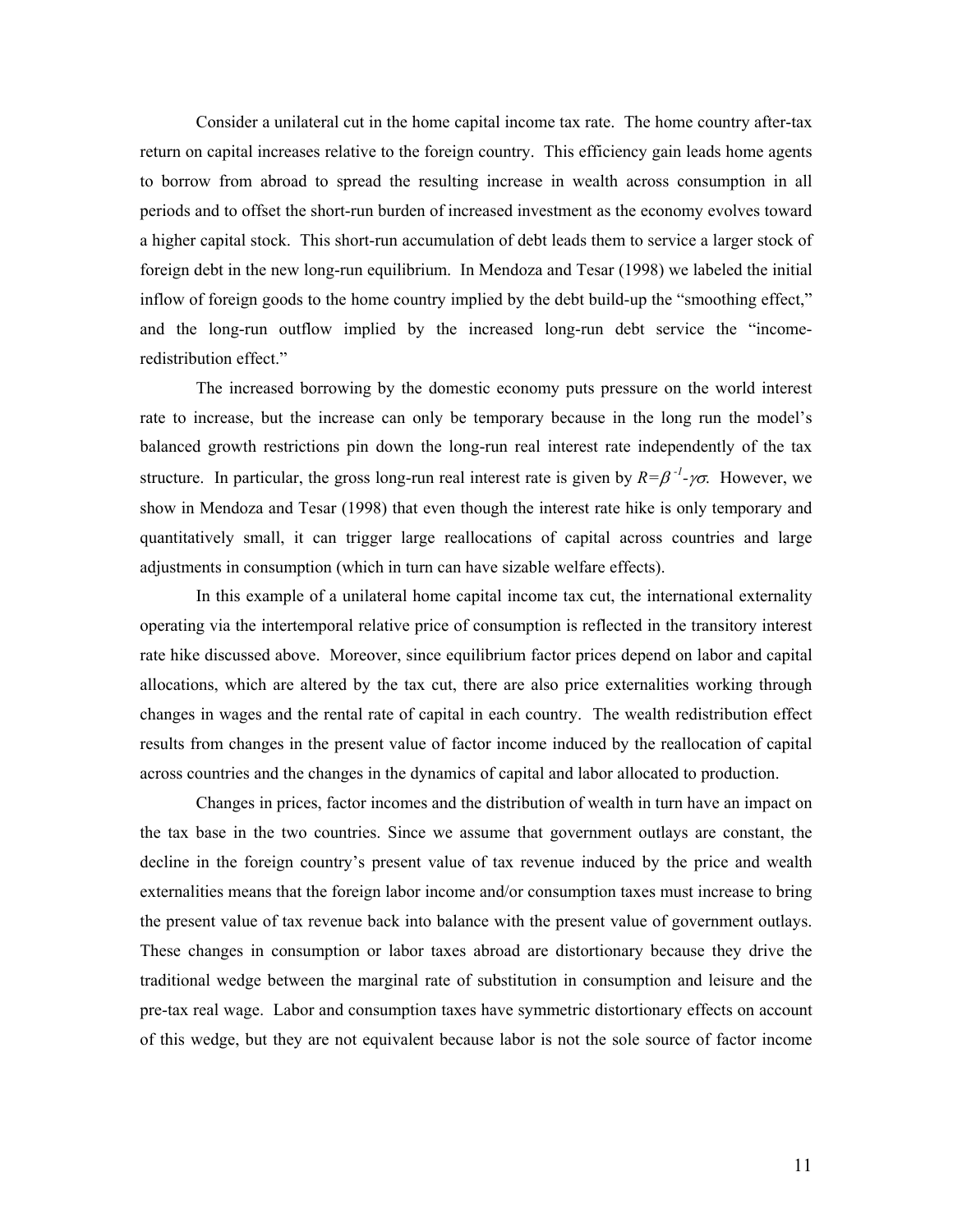Consider a unilateral cut in the home capital income tax rate. The home country after-tax return on capital increases relative to the foreign country. This efficiency gain leads home agents to borrow from abroad to spread the resulting increase in wealth across consumption in all periods and to offset the short-run burden of increased investment as the economy evolves toward a higher capital stock. This short-run accumulation of debt leads them to service a larger stock of foreign debt in the new long-run equilibrium. In Mendoza and Tesar (1998) we labeled the initial inflow of foreign goods to the home country implied by the debt build-up the "smoothing effect," and the long-run outflow implied by the increased long-run debt service the "income-redistribution effect."

The increased borrowing by the domestic economy puts pressure on the world interest rate to increase, but the increase can only be temporary because in the long run the model's balanced growth restrictions pin down the long-run real interest rate independently of the tax structure. In particular, the gross long-run real interest rate is given by $R=\beta^{-1}\text{-}\gamma\sigma$. However, we show in Mendoza and Tesar (1998) that even though the interest rate hike is only temporary and quantitatively small, it can trigger large reallocations of capital across countries and large adjustments in consumption (which in turn can have sizable welfare effects).

In this example of a unilateral home capital income tax cut, the international externality operating via the intertemporal relative price of consumption is reflected in the transitory interest rate hike discussed above. Moreover, since equilibrium factor prices depend on labor and capital allocations, which are altered by the tax cut, there are also price externalities working through changes in wages and the rental rate of capital in each country. The wealth redistribution effect results from changes in the present value of factor income induced by the reallocation of capital across countries and the changes in the dynamics of capital and labor allocated to production.

Changes in prices, factor incomes and the distribution of wealth in turn have an impact on the tax base in the two countries. Since we assume that government outlays are constant, the decline in the foreign country's present value of tax revenue induced by the price and wealth externalities means that the foreign labor income and/or consumption taxes must increase to bring the present value of tax revenue back into balance with the present value of government outlays. These changes in consumption or labor taxes abroad are distortionary because they drive the traditional wedge between the marginal rate of substitution in consumption and leisure and the pre-tax real wage. Labor and consumption taxes have symmetric distortionary effects on account of this wedge, but they are not equivalent because labor is not the sole source of factor income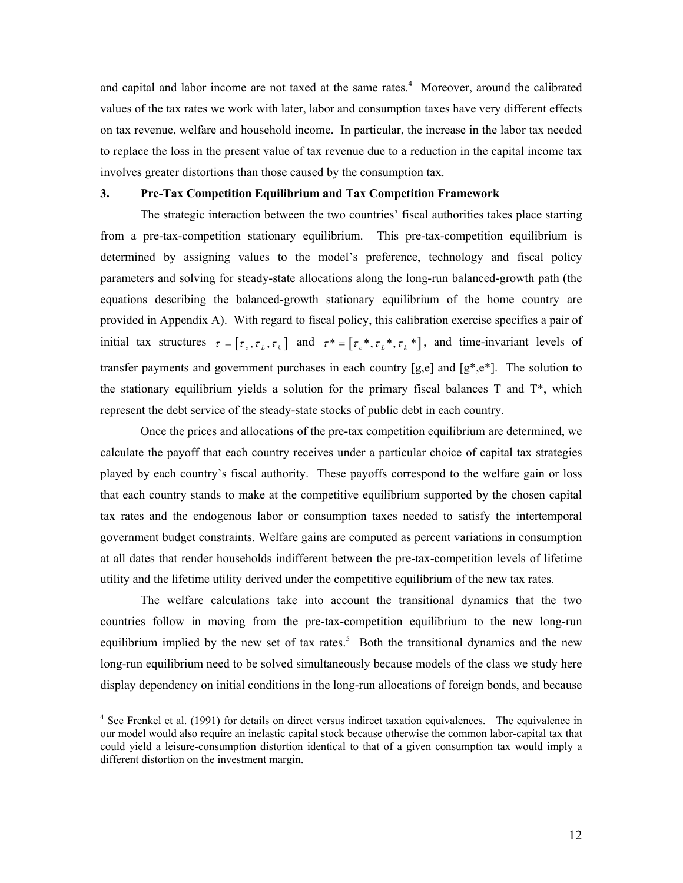and capital and labor income are not taxed at the same rates.[4] Moreover, around the calibrated values of the tax rates we work with later, labor and consumption taxes have very different effects on tax revenue, welfare and household income. In particular, the increase in the labor tax needed to replace the loss in the present value of tax revenue due to a reduction in the capital income tax involves greater distortions than those caused by the consumption tax.

### 3. Pre-Tax Competition Equilibrium and Tax Competition Framework

The strategic interaction between the two countries' fiscal authorities takes place starting from a pre-tax-competition stationary equilibrium. This pre-tax-competition equilibrium is determined by assigning values to the model's preference, technology and fiscal policy parameters and solving for steady-state allocations along the long-run balanced-growth path (the equations describing the balanced-growth stationary equilibrium of the home country are provided in Appendix A). With regard to fiscal policy, this calibration exercise specifies a pair of initial tax structures $\tau = [\tau_c, \tau_L, \tau_k]$ and $\tau^* = [\tau_c^*, \tau_L^*, \tau_k^*]$, and time-invariant levels of transfer payments and government purchases in each country [g,e] and [g*,e*]. The solution to the stationary equilibrium yields a solution for the primary fiscal balances T and T*, which represent the debt service of the steady-state stocks of public debt in each country.

Once the prices and allocations of the pre-tax competition equilibrium are determined, we calculate the payoff that each country receives under a particular choice of capital tax strategies played by each country's fiscal authority. These payoffs correspond to the welfare gain or loss that each country stands to make at the competitive equilibrium supported by the chosen capital tax rates and the endogenous labor or consumption taxes needed to satisfy the intertemporal government budget constraints. Welfare gains are computed as percent variations in consumption at all dates that render households indifferent between the pre-tax-competition levels of lifetime utility and the lifetime utility derived under the competitive equilibrium of the new tax rates.

The welfare calculations take into account the transitional dynamics that the two countries follow in moving from the pre-tax-competition equilibrium to the new long-run equilibrium implied by the new set of tax rates.[5] Both the transitional dynamics and the new long-run equilibrium need to be solved simultaneously because models of the class we study here display dependency on initial conditions in the long-run allocations of foreign bonds, and because

---

[4] See Frenkel et al. (1991) for details on direct versus indirect taxation equivalences. The equivalence in our model would also require an inelastic capital stock because otherwise the common labor-capital tax that could yield a leisure-consumption distortion identical to that of a given consumption tax would imply a different distortion on the investment margin.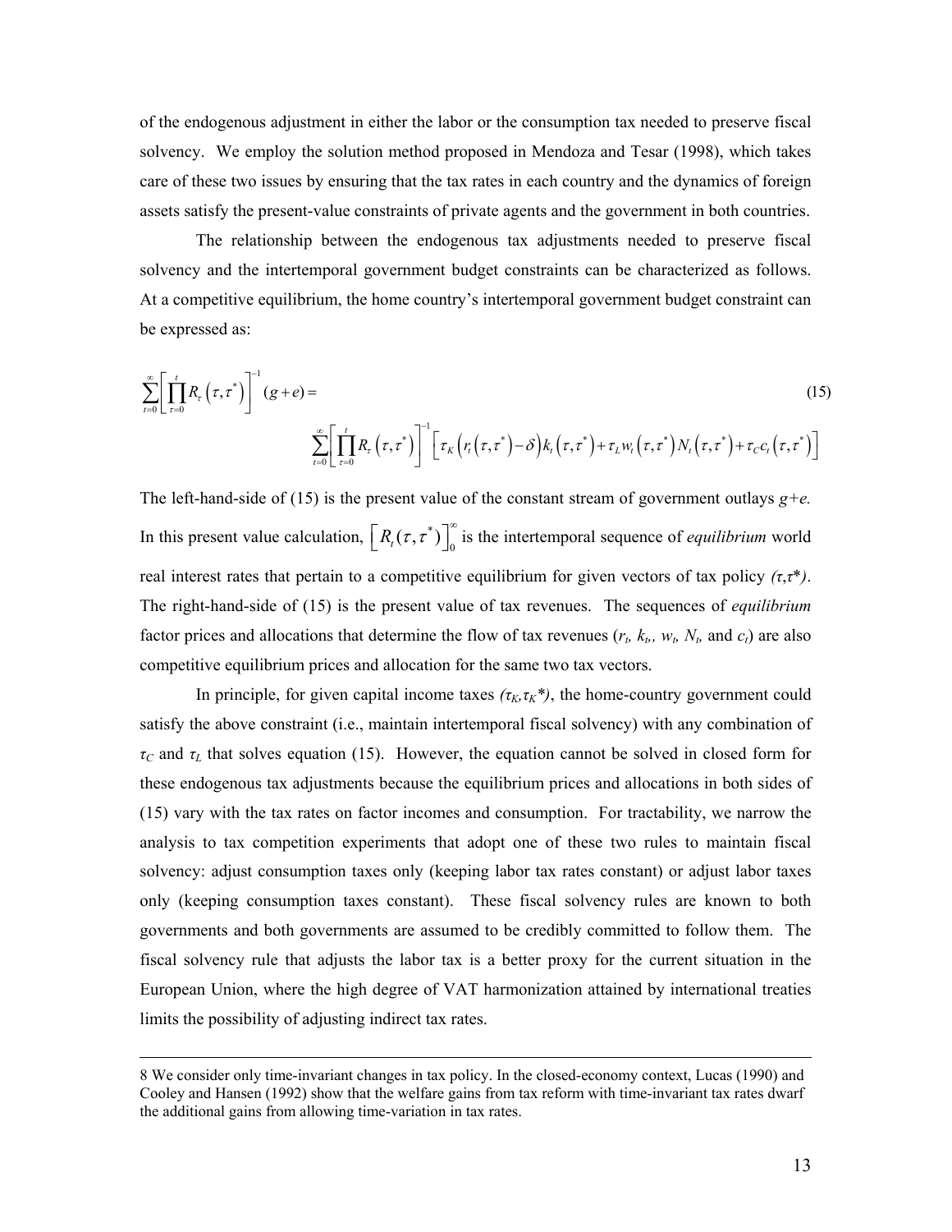of the endogenous adjustment in either the labor or the consumption tax needed to preserve fiscal solvency. We employ the solution method proposed in Mendoza and Tesar (1998), which takes care of these two issues by ensuring that the tax rates in each country and the dynamics of foreign assets satisfy the present-value constraints of private agents and the government in both countries.

The relationship between the endogenous tax adjustments needed to preserve fiscal solvency and the intertemporal government budget constraints can be characterized as follows. At a competitive equilibrium, the home country's intertemporal government budget constraint can be expressed as:

$$\sum_{t=0}^{\infty}\left[\prod_{\tau=0}^{t} R_{\tau}\left(\tau,\tau^{*}\right)\right]^{-1}(g+e)= \sum_{t=0}^{\infty}\left[\prod_{\tau=0}^{t} R_{\tau}\left(\tau,\tau^{*}\right)\right]^{-1}\left[\tau_{K}\left(r_{t}\left(\tau,\tau^{*}\right)-\delta\right)k_{t}\left(\tau,\tau^{*}\right)+\tau_{L}w_{t}\left(\tau,\tau^{*}\right)N_{t}\left(\tau,\tau^{*}\right)+\tau_{C}c_{t}\left(\tau,\tau^{*}\right)\right] \tag{15}$$

The left-hand-side of (15) is the present value of the constant stream of government outlays $g+e$. In this present value calculation, $\left[R_t(\tau,\tau^*)\right]_0^\infty$ is the intertemporal sequence of *equilibrium* world real interest rates that pertain to a competitive equilibrium for given vectors of tax policy $(\tau,\tau^*)$. The right-hand-side of (15) is the present value of tax revenues. The sequences of *equilibrium* factor prices and allocations that determine the flow of tax revenues ($r_t$, $k_t$, $w_t$, $N_t$, and $c_t$) are also competitive equilibrium prices and allocation for the same two tax vectors.

In principle, for given capital income taxes $(\tau_K,\tau_K^*)$, the home-country government could satisfy the above constraint (i.e., maintain intertemporal fiscal solvency) with any combination of $\tau_C$ and $\tau_L$ that solves equation (15). However, the equation cannot be solved in closed form for these endogenous tax adjustments because the equilibrium prices and allocations in both sides of (15) vary with the tax rates on factor incomes and consumption. For tractability, we narrow the analysis to tax competition experiments that adopt one of these two rules to maintain fiscal solvency: adjust consumption taxes only (keeping labor tax rates constant) or adjust labor taxes only (keeping consumption taxes constant). These fiscal solvency rules are known to both governments and both governments are assumed to be credibly committed to follow them. The fiscal solvency rule that adjusts the labor tax is a better proxy for the current situation in the European Union, where the high degree of VAT harmonization attained by international treaties limits the possibility of adjusting indirect tax rates.

---

8 We consider only time-invariant changes in tax policy. In the closed-economy context, Lucas (1990) and Cooley and Hansen (1992) show that the welfare gains from tax reform with time-invariant tax rates dwarf the additional gains from allowing time-variation in tax rates.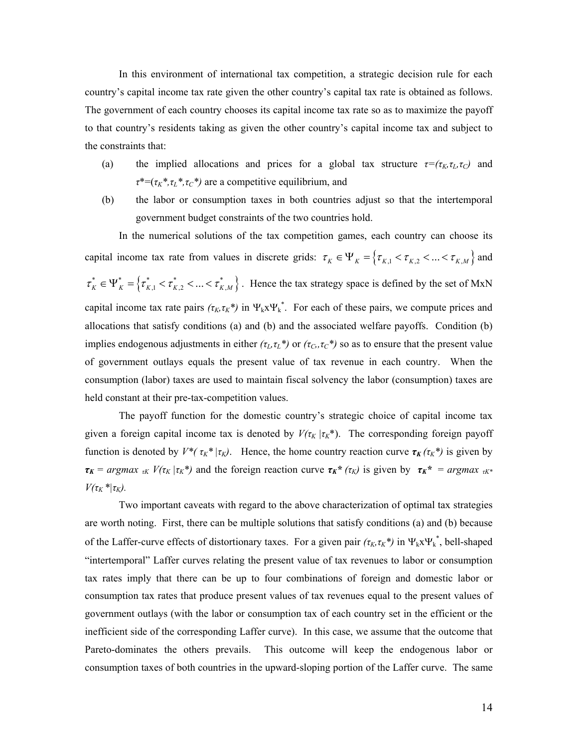In this environment of international tax competition, a strategic decision rule for each country's capital income tax rate given the other country's capital tax rate is obtained as follows. The government of each country chooses its capital income tax rate so as to maximize the payoff to that country's residents taking as given the other country's capital income tax and subject to the constraints that:

(a) the implied allocations and prices for a global tax structure $\tau=(\tau_K,\tau_L,\tau_C)$ and $\tau^*=(\tau_K^*,\tau_L^*,\tau_C^*)$ are a competitive equilibrium, and

(b) the labor or consumption taxes in both countries adjust so that the intertemporal government budget constraints of the two countries hold.

In the numerical solutions of the tax competition games, each country can choose its capital income tax rate from values in discrete grids: $\tau_K \in \Psi_K = \left\{\tau_{K,1} < \tau_{K,2} < ... < \tau_{K,M}\right\}$ and $\tau_K^* \in \Psi_K^* = \left\{\tau_{K,1}^* < \tau_{K,2}^* < ... < \tau_{K,M}^*\right\}$. Hence the tax strategy space is defined by the set of MxN capital income tax rate pairs $(\tau_K,\tau_K^*)$ in $\Psi_k \mathrm{x} \Psi_k^*$. For each of these pairs, we compute prices and allocations that satisfy conditions (a) and (b) and the associated welfare payoffs. Condition (b) implies endogenous adjustments in either $(\tau_L,\tau_L^*)$ or $(\tau_C,\tau_C^*)$ so as to ensure that the present value of government outlays equals the present value of tax revenue in each country. When the consumption (labor) taxes are used to maintain fiscal solvency the labor (consumption) taxes are held constant at their pre-tax-competition values.

The payoff function for the domestic country's strategic choice of capital income tax given a foreign capital income tax is denoted by $V(\tau_K\,|\tau_K^*)$. The corresponding foreign payoff function is denoted by $V^*(\tau_K^*\,|\tau_K)$. Hence, the home country reaction curve $\boldsymbol{\tau_K}(\tau_K^*)$ is given by $\boldsymbol{\tau_K} = argmax_{\,\tau K}\; V(\tau_K\,|\tau_K^*)$ and the foreign reaction curve $\boldsymbol{\tau_K^*}(\tau_K)$ is given by $\boldsymbol{\tau_K^*} = argmax_{\,\tau K^*}\; V(\tau_K^*|\tau_K)$.

Two important caveats with regard to the above characterization of optimal tax strategies are worth noting. First, there can be multiple solutions that satisfy conditions (a) and (b) because of the Laffer-curve effects of distortionary taxes. For a given pair $(\tau_K,\tau_K^*)$ in $\Psi_k \mathrm{x} \Psi_k^*$, bell-shaped "intertemporal" Laffer curves relating the present value of tax revenues to labor or consumption tax rates imply that there can be up to four combinations of foreign and domestic labor or consumption tax rates that produce present values of tax revenues equal to the present values of government outlays (with the labor or consumption tax of each country set in the efficient or the inefficient side of the corresponding Laffer curve). In this case, we assume that the outcome that Pareto-dominates the others prevails. This outcome will keep the endogenous labor or consumption taxes of both countries in the upward-sloping portion of the Laffer curve. The same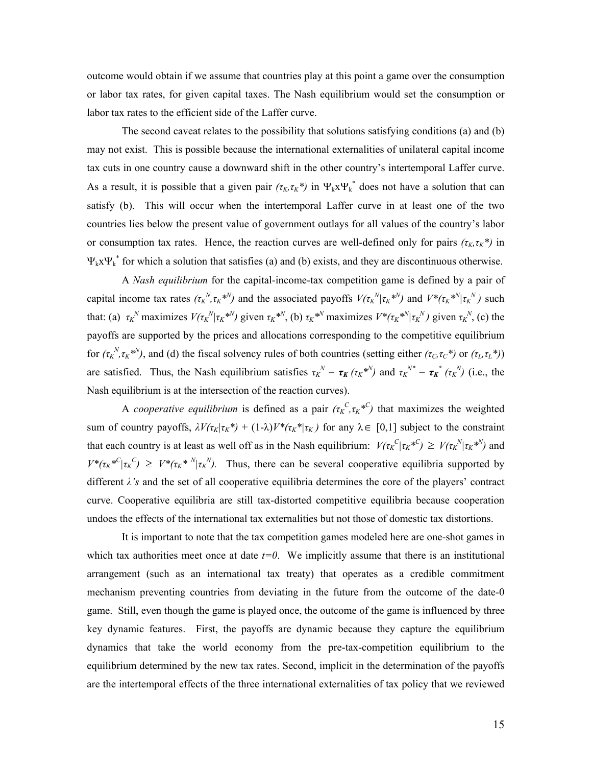outcome would obtain if we assume that countries play at this point a game over the consumption or labor tax rates, for given capital taxes. The Nash equilibrium would set the consumption or labor tax rates to the efficient side of the Laffer curve.

The second caveat relates to the possibility that solutions satisfying conditions (a) and (b) may not exist. This is possible because the international externalities of unilateral capital income tax cuts in one country cause a downward shift in the other country's intertemporal Laffer curve. As a result, it is possible that a given pair $(\tau_K, \tau_K*)$ in $\Psi_k x \Psi_k^*$ does not have a solution that can satisfy (b). This will occur when the intertemporal Laffer curve in at least one of the two countries lies below the present value of government outlays for all values of the country's labor or consumption tax rates. Hence, the reaction curves are well-defined only for pairs $(\tau_K, \tau_K*)$ in $\Psi_k x \Psi_k^*$ for which a solution that satisfies (a) and (b) exists, and they are discontinuous otherwise.

A *Nash equilibrium* for the capital-income-tax competition game is defined by a pair of capital income tax rates $(\tau_K^N, \tau_K*^N)$ and the associated payoffs $V(\tau_K^N|\tau_K*^N)$ and $V*(\tau_K*^N|\tau_K^N)$ such that: (a) $\tau_K^N$ maximizes $V(\tau_K^N|\tau_K*^N)$ given $\tau_K*^N$, (b) $\tau_K*^N$ maximizes $V*(\tau_K*^N|\tau_K^N)$ given $\tau_K^N$, (c) the payoffs are supported by the prices and allocations corresponding to the competitive equilibrium for $(\tau_K^N, \tau_K*^N)$, and (d) the fiscal solvency rules of both countries (setting either $(\tau_C, \tau_C*)$ or $(\tau_L, \tau_L*)$) are satisfied. Thus, the Nash equilibrium satisfies $\tau_K^N = \boldsymbol{\tau_K}(\tau_K*^N)$ and $\tau_K^{N*} = \boldsymbol{\tau_K}^*(\tau_K^N)$ (i.e., the Nash equilibrium is at the intersection of the reaction curves).

A *cooperative equilibrium* is defined as a pair $(\tau_K^C, \tau_K*^C)$ that maximizes the weighted sum of country payoffs, $\lambda V(\tau_K|\tau_K*) + (1\text{-}\lambda)V*(\tau_K*|\tau_K)$ for any $\lambda \in [0,1]$ subject to the constraint that each country is at least as well off as in the Nash equilibrium: $V(\tau_K^C|\tau_K*^C) \geq V(\tau_K^N|\tau_K*^N)$ and $V*(\tau_K*^C|\tau_K^C) \geq V*(\tau_K*^N|\tau_K^N)$. Thus, there can be several cooperative equilibria supported by different *λ's* and the set of all cooperative equilibria determines the core of the players' contract curve. Cooperative equilibria are still tax-distorted competitive equilibria because cooperation undoes the effects of the international tax externalities but not those of domestic tax distortions.

It is important to note that the tax competition games modeled here are one-shot games in which tax authorities meet once at date $t=0$. We implicitly assume that there is an institutional arrangement (such as an international tax treaty) that operates as a credible commitment mechanism preventing countries from deviating in the future from the outcome of the date-0 game. Still, even though the game is played once, the outcome of the game is influenced by three key dynamic features. First, the payoffs are dynamic because they capture the equilibrium dynamics that take the world economy from the pre-tax-competition equilibrium to the equilibrium determined by the new tax rates. Second, implicit in the determination of the payoffs are the intertemporal effects of the three international externalities of tax policy that we reviewed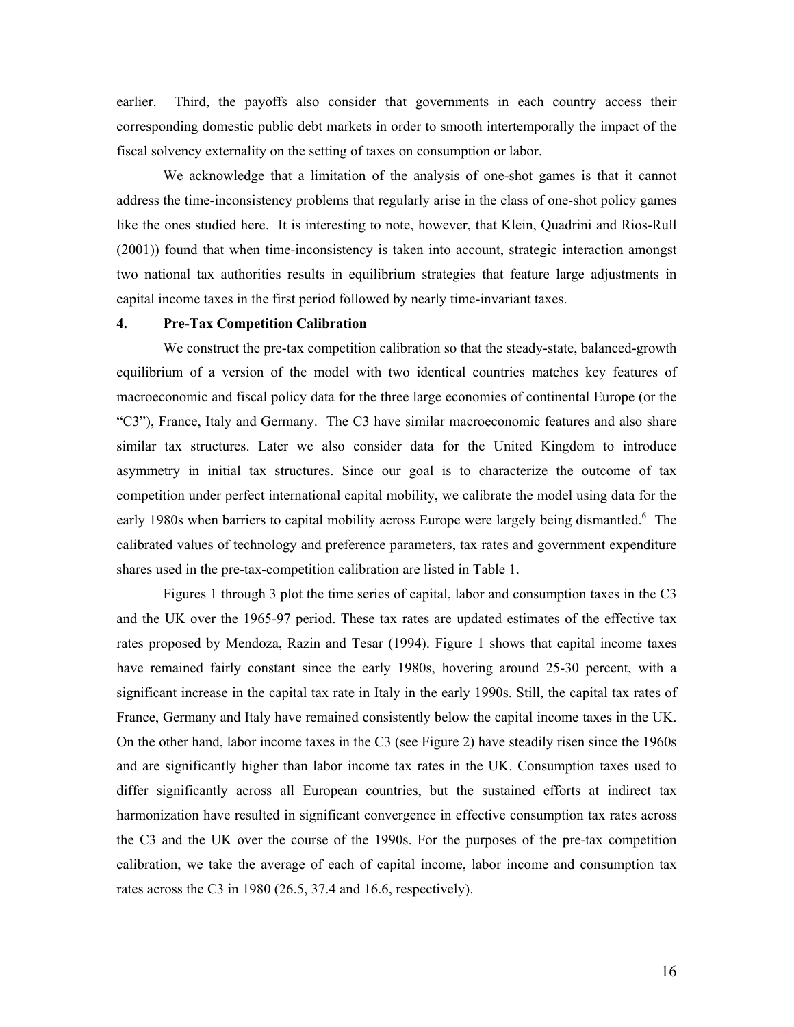earlier. Third, the payoffs also consider that governments in each country access their corresponding domestic public debt markets in order to smooth intertemporally the impact of the fiscal solvency externality on the setting of taxes on consumption or labor.

We acknowledge that a limitation of the analysis of one-shot games is that it cannot address the time-inconsistency problems that regularly arise in the class of one-shot policy games like the ones studied here. It is interesting to note, however, that Klein, Quadrini and Rios-Rull (2001)) found that when time-inconsistency is taken into account, strategic interaction amongst two national tax authorities results in equilibrium strategies that feature large adjustments in capital income taxes in the first period followed by nearly time-invariant taxes.

## 4. Pre-Tax Competition Calibration

We construct the pre-tax competition calibration so that the steady-state, balanced-growth equilibrium of a version of the model with two identical countries matches key features of macroeconomic and fiscal policy data for the three large economies of continental Europe (or the "C3"), France, Italy and Germany. The C3 have similar macroeconomic features and also share similar tax structures. Later we also consider data for the United Kingdom to introduce asymmetry in initial tax structures. Since our goal is to characterize the outcome of tax competition under perfect international capital mobility, we calibrate the model using data for the early 1980s when barriers to capital mobility across Europe were largely being dismantled.[6] The calibrated values of technology and preference parameters, tax rates and government expenditure shares used in the pre-tax-competition calibration are listed in Table 1.

Figures 1 through 3 plot the time series of capital, labor and consumption taxes in the C3 and the UK over the 1965-97 period. These tax rates are updated estimates of the effective tax rates proposed by Mendoza, Razin and Tesar (1994). Figure 1 shows that capital income taxes have remained fairly constant since the early 1980s, hovering around 25-30 percent, with a significant increase in the capital tax rate in Italy in the early 1990s. Still, the capital tax rates of France, Germany and Italy have remained consistently below the capital income taxes in the UK. On the other hand, labor income taxes in the C3 (see Figure 2) have steadily risen since the 1960s and are significantly higher than labor income tax rates in the UK. Consumption taxes used to differ significantly across all European countries, but the sustained efforts at indirect tax harmonization have resulted in significant convergence in effective consumption tax rates across the C3 and the UK over the course of the 1990s. For the purposes of the pre-tax competition calibration, we take the average of each of capital income, labor income and consumption tax rates across the C3 in 1980 (26.5, 37.4 and 16.6, respectively).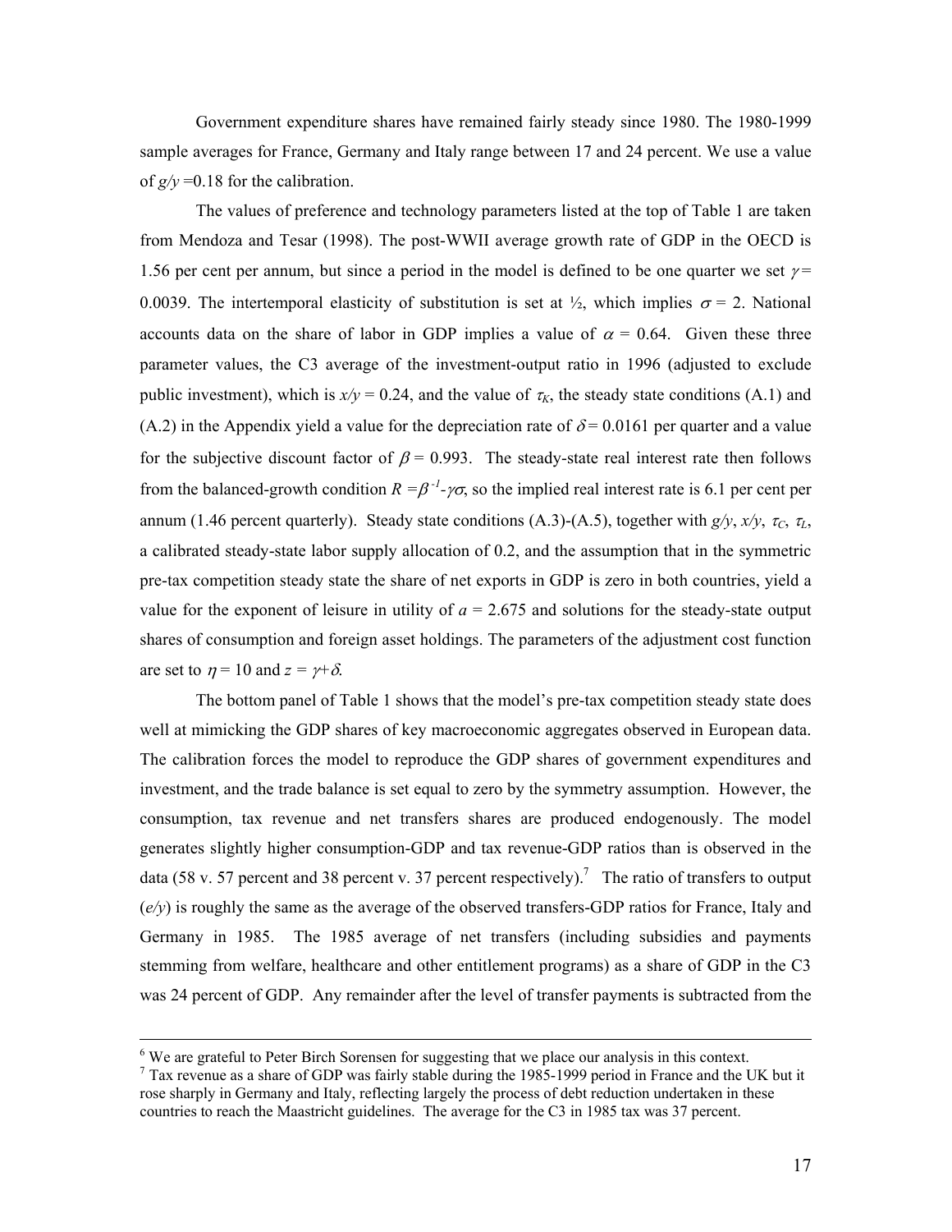Government expenditure shares have remained fairly steady since 1980. The 1980-1999 sample averages for France, Germany and Italy range between 17 and 24 percent. We use a value of $g/y$ =0.18 for the calibration.

The values of preference and technology parameters listed at the top of Table 1 are taken from Mendoza and Tesar (1998). The post-WWII average growth rate of GDP in the OECD is 1.56 per cent per annum, but since a period in the model is defined to be one quarter we set $\gamma$ = 0.0039. The intertemporal elasticity of substitution is set at ½, which implies $\sigma$ = 2. National accounts data on the share of labor in GDP implies a value of $\alpha$ = 0.64. Given these three parameter values, the C3 average of the investment-output ratio in 1996 (adjusted to exclude public investment), which is $x/y$ = 0.24, and the value of $\tau_K$, the steady state conditions (A.1) and (A.2) in the Appendix yield a value for the depreciation rate of $\delta$ = 0.0161 per quarter and a value for the subjective discount factor of $\beta$ = 0.993. The steady-state real interest rate then follows from the balanced-growth condition $R = \beta^{-1} - \gamma\sigma$, so the implied real interest rate is 6.1 per cent per annum (1.46 percent quarterly). Steady state conditions (A.3)-(A.5), together with $g/y$, $x/y$, $\tau_C$, $\tau_L$, a calibrated steady-state labor supply allocation of 0.2, and the assumption that in the symmetric pre-tax competition steady state the share of net exports in GDP is zero in both countries, yield a value for the exponent of leisure in utility of $a$ = 2.675 and solutions for the steady-state output shares of consumption and foreign asset holdings. The parameters of the adjustment cost function are set to $\eta$ = 10 and $z = \gamma + \delta$.

The bottom panel of Table 1 shows that the model's pre-tax competition steady state does well at mimicking the GDP shares of key macroeconomic aggregates observed in European data. The calibration forces the model to reproduce the GDP shares of government expenditures and investment, and the trade balance is set equal to zero by the symmetry assumption. However, the consumption, tax revenue and net transfers shares are produced endogenously. The model generates slightly higher consumption-GDP and tax revenue-GDP ratios than is observed in the data (58 v. 57 percent and 38 percent v. 37 percent respectively).[7] The ratio of transfers to output ($e/y$) is roughly the same as the average of the observed transfers-GDP ratios for France, Italy and Germany in 1985. The 1985 average of net transfers (including subsidies and payments stemming from welfare, healthcare and other entitlement programs) as a share of GDP in the C3 was 24 percent of GDP. Any remainder after the level of transfer payments is subtracted from the

---

[6] We are grateful to Peter Birch Sorensen for suggesting that we place our analysis in this context.

[7] Tax revenue as a share of GDP was fairly stable during the 1985-1999 period in France and the UK but it rose sharply in Germany and Italy, reflecting largely the process of debt reduction undertaken in these countries to reach the Maastricht guidelines. The average for the C3 in 1985 tax was 37 percent.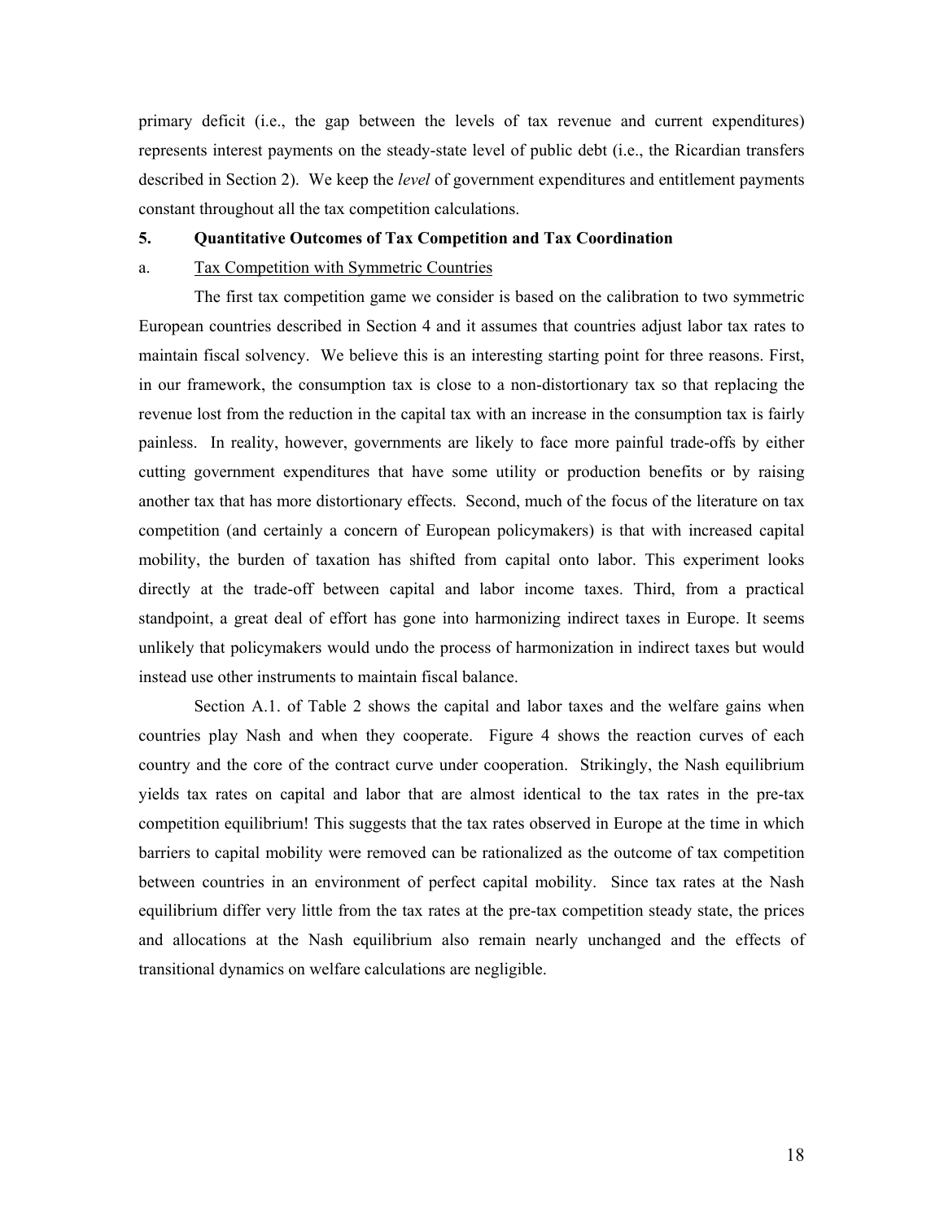primary deficit (i.e., the gap between the levels of tax revenue and current expenditures) represents interest payments on the steady-state level of public debt (i.e., the Ricardian transfers described in Section 2). We keep the *level* of government expenditures and entitlement payments constant throughout all the tax competition calculations.

## 5. Quantitative Outcomes of Tax Competition and Tax Coordination

### a. Tax Competition with Symmetric Countries

The first tax competition game we consider is based on the calibration to two symmetric European countries described in Section 4 and it assumes that countries adjust labor tax rates to maintain fiscal solvency. We believe this is an interesting starting point for three reasons. First, in our framework, the consumption tax is close to a non-distortionary tax so that replacing the revenue lost from the reduction in the capital tax with an increase in the consumption tax is fairly painless. In reality, however, governments are likely to face more painful trade-offs by either cutting government expenditures that have some utility or production benefits or by raising another tax that has more distortionary effects. Second, much of the focus of the literature on tax competition (and certainly a concern of European policymakers) is that with increased capital mobility, the burden of taxation has shifted from capital onto labor. This experiment looks directly at the trade-off between capital and labor income taxes. Third, from a practical standpoint, a great deal of effort has gone into harmonizing indirect taxes in Europe. It seems unlikely that policymakers would undo the process of harmonization in indirect taxes but would instead use other instruments to maintain fiscal balance.

Section A.1. of Table 2 shows the capital and labor taxes and the welfare gains when countries play Nash and when they cooperate. Figure 4 shows the reaction curves of each country and the core of the contract curve under cooperation. Strikingly, the Nash equilibrium yields tax rates on capital and labor that are almost identical to the tax rates in the pre-tax competition equilibrium! This suggests that the tax rates observed in Europe at the time in which barriers to capital mobility were removed can be rationalized as the outcome of tax competition between countries in an environment of perfect capital mobility. Since tax rates at the Nash equilibrium differ very little from the tax rates at the pre-tax competition steady state, the prices and allocations at the Nash equilibrium also remain nearly unchanged and the effects of transitional dynamics on welfare calculations are negligible.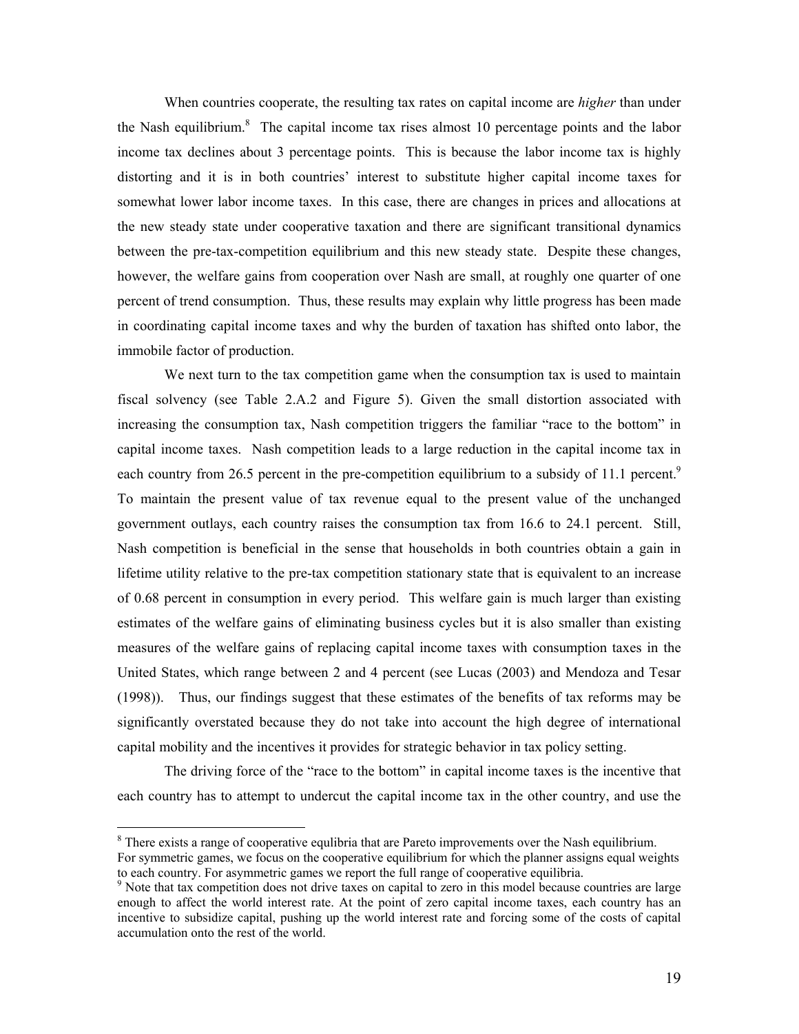When countries cooperate, the resulting tax rates on capital income are *higher* than under the Nash equilibrium.[8] The capital income tax rises almost 10 percentage points and the labor income tax declines about 3 percentage points. This is because the labor income tax is highly distorting and it is in both countries' interest to substitute higher capital income taxes for somewhat lower labor income taxes. In this case, there are changes in prices and allocations at the new steady state under cooperative taxation and there are significant transitional dynamics between the pre-tax-competition equilibrium and this new steady state. Despite these changes, however, the welfare gains from cooperation over Nash are small, at roughly one quarter of one percent of trend consumption. Thus, these results may explain why little progress has been made in coordinating capital income taxes and why the burden of taxation has shifted onto labor, the immobile factor of production.

We next turn to the tax competition game when the consumption tax is used to maintain fiscal solvency (see Table 2.A.2 and Figure 5). Given the small distortion associated with increasing the consumption tax, Nash competition triggers the familiar "race to the bottom" in capital income taxes. Nash competition leads to a large reduction in the capital income tax in each country from 26.5 percent in the pre-competition equilibrium to a subsidy of 11.1 percent.[9] To maintain the present value of tax revenue equal to the present value of the unchanged government outlays, each country raises the consumption tax from 16.6 to 24.1 percent. Still, Nash competition is beneficial in the sense that households in both countries obtain a gain in lifetime utility relative to the pre-tax competition stationary state that is equivalent to an increase of 0.68 percent in consumption in every period. This welfare gain is much larger than existing estimates of the welfare gains of eliminating business cycles but it is also smaller than existing measures of the welfare gains of replacing capital income taxes with consumption taxes in the United States, which range between 2 and 4 percent (see Lucas (2003) and Mendoza and Tesar (1998)). Thus, our findings suggest that these estimates of the benefits of tax reforms may be significantly overstated because they do not take into account the high degree of international capital mobility and the incentives it provides for strategic behavior in tax policy setting.

The driving force of the "race to the bottom" in capital income taxes is the incentive that each country has to attempt to undercut the capital income tax in the other country, and use the

---

[8] There exists a range of cooperative equlibria that are Pareto improvements over the Nash equilibrium. For symmetric games, we focus on the cooperative equilibrium for which the planner assigns equal weights to each country. For asymmetric games we report the full range of cooperative equilibria.

[9] Note that tax competition does not drive taxes on capital to zero in this model because countries are large enough to affect the world interest rate. At the point of zero capital income taxes, each country has an incentive to subsidize capital, pushing up the world interest rate and forcing some of the costs of capital accumulation onto the rest of the world.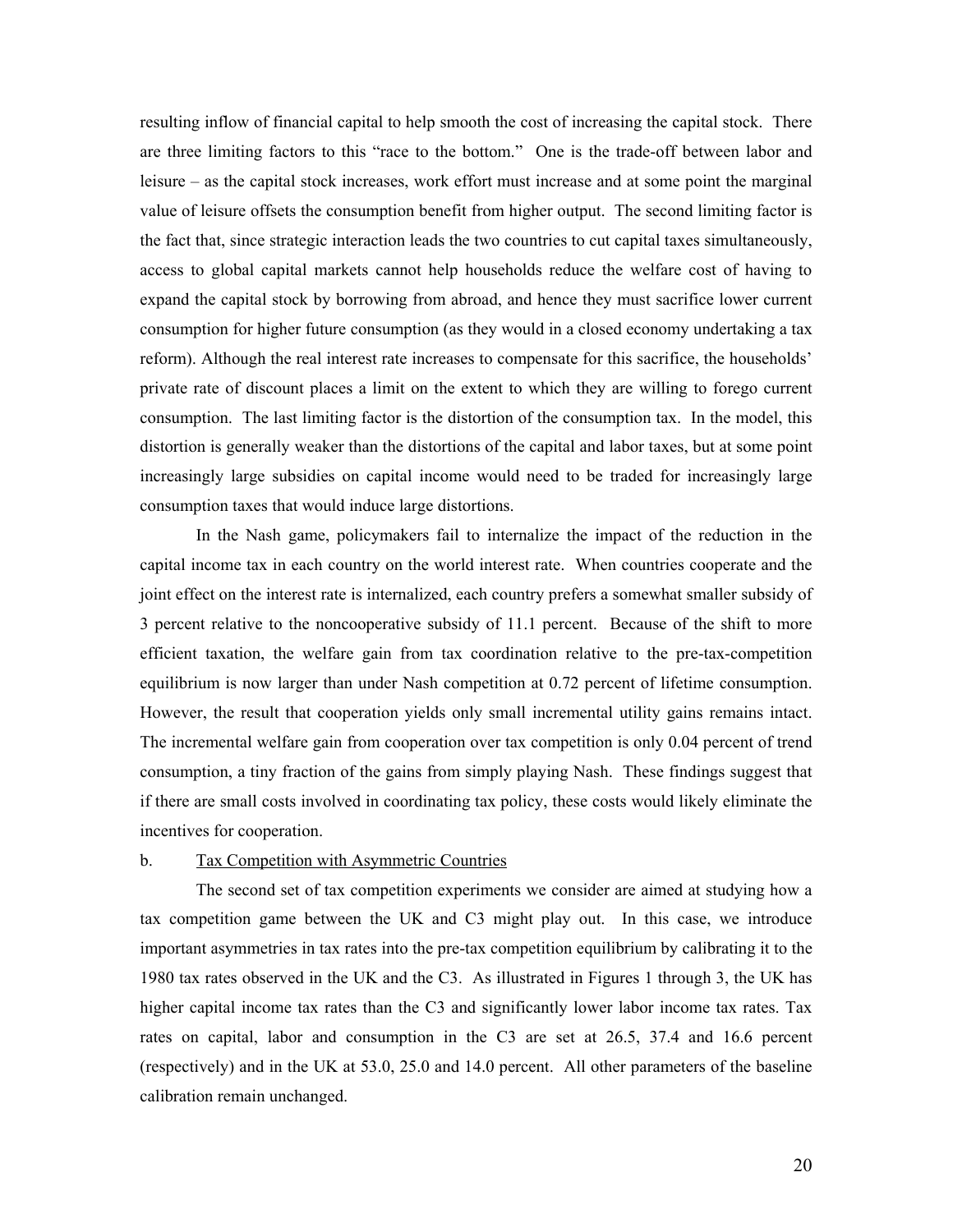resulting inflow of financial capital to help smooth the cost of increasing the capital stock. There are three limiting factors to this "race to the bottom." One is the trade-off between labor and leisure – as the capital stock increases, work effort must increase and at some point the marginal value of leisure offsets the consumption benefit from higher output. The second limiting factor is the fact that, since strategic interaction leads the two countries to cut capital taxes simultaneously, access to global capital markets cannot help households reduce the welfare cost of having to expand the capital stock by borrowing from abroad, and hence they must sacrifice lower current consumption for higher future consumption (as they would in a closed economy undertaking a tax reform). Although the real interest rate increases to compensate for this sacrifice, the households' private rate of discount places a limit on the extent to which they are willing to forego current consumption. The last limiting factor is the distortion of the consumption tax. In the model, this distortion is generally weaker than the distortions of the capital and labor taxes, but at some point increasingly large subsidies on capital income would need to be traded for increasingly large consumption taxes that would induce large distortions.

In the Nash game, policymakers fail to internalize the impact of the reduction in the capital income tax in each country on the world interest rate. When countries cooperate and the joint effect on the interest rate is internalized, each country prefers a somewhat smaller subsidy of 3 percent relative to the noncooperative subsidy of 11.1 percent. Because of the shift to more efficient taxation, the welfare gain from tax coordination relative to the pre-tax-competition equilibrium is now larger than under Nash competition at 0.72 percent of lifetime consumption. However, the result that cooperation yields only small incremental utility gains remains intact. The incremental welfare gain from cooperation over tax competition is only 0.04 percent of trend consumption, a tiny fraction of the gains from simply playing Nash. These findings suggest that if there are small costs involved in coordinating tax policy, these costs would likely eliminate the incentives for cooperation.

b. Tax Competition with Asymmetric Countries

The second set of tax competition experiments we consider are aimed at studying how a tax competition game between the UK and C3 might play out. In this case, we introduce important asymmetries in tax rates into the pre-tax competition equilibrium by calibrating it to the 1980 tax rates observed in the UK and the C3. As illustrated in Figures 1 through 3, the UK has higher capital income tax rates than the C3 and significantly lower labor income tax rates. Tax rates on capital, labor and consumption in the C3 are set at 26.5, 37.4 and 16.6 percent (respectively) and in the UK at 53.0, 25.0 and 14.0 percent. All other parameters of the baseline calibration remain unchanged.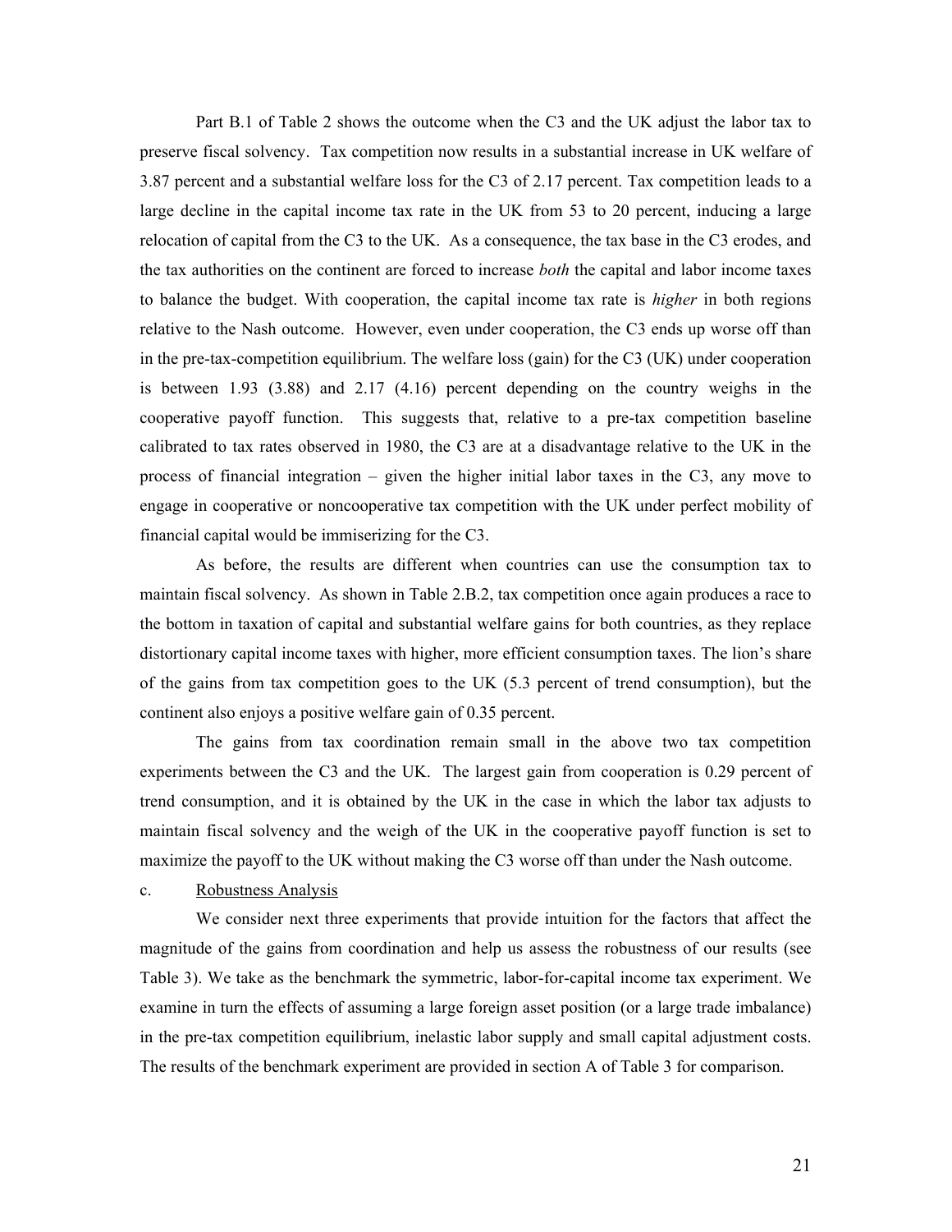Part B.1 of Table 2 shows the outcome when the C3 and the UK adjust the labor tax to preserve fiscal solvency. Tax competition now results in a substantial increase in UK welfare of 3.87 percent and a substantial welfare loss for the C3 of 2.17 percent. Tax competition leads to a large decline in the capital income tax rate in the UK from 53 to 20 percent, inducing a large relocation of capital from the C3 to the UK. As a consequence, the tax base in the C3 erodes, and the tax authorities on the continent are forced to increase *both* the capital and labor income taxes to balance the budget. With cooperation, the capital income tax rate is *higher* in both regions relative to the Nash outcome. However, even under cooperation, the C3 ends up worse off than in the pre-tax-competition equilibrium. The welfare loss (gain) for the C3 (UK) under cooperation is between 1.93 (3.88) and 2.17 (4.16) percent depending on the country weighs in the cooperative payoff function. This suggests that, relative to a pre-tax competition baseline calibrated to tax rates observed in 1980, the C3 are at a disadvantage relative to the UK in the process of financial integration – given the higher initial labor taxes in the C3, any move to engage in cooperative or noncooperative tax competition with the UK under perfect mobility of financial capital would be immiserizing for the C3.

As before, the results are different when countries can use the consumption tax to maintain fiscal solvency. As shown in Table 2.B.2, tax competition once again produces a race to the bottom in taxation of capital and substantial welfare gains for both countries, as they replace distortionary capital income taxes with higher, more efficient consumption taxes. The lion's share of the gains from tax competition goes to the UK (5.3 percent of trend consumption), but the continent also enjoys a positive welfare gain of 0.35 percent.

The gains from tax coordination remain small in the above two tax competition experiments between the C3 and the UK. The largest gain from cooperation is 0.29 percent of trend consumption, and it is obtained by the UK in the case in which the labor tax adjusts to maintain fiscal solvency and the weigh of the UK in the cooperative payoff function is set to maximize the payoff to the UK without making the C3 worse off than under the Nash outcome.

c. Robustness Analysis

We consider next three experiments that provide intuition for the factors that affect the magnitude of the gains from coordination and help us assess the robustness of our results (see Table 3). We take as the benchmark the symmetric, labor-for-capital income tax experiment. We examine in turn the effects of assuming a large foreign asset position (or a large trade imbalance) in the pre-tax competition equilibrium, inelastic labor supply and small capital adjustment costs. The results of the benchmark experiment are provided in section A of Table 3 for comparison.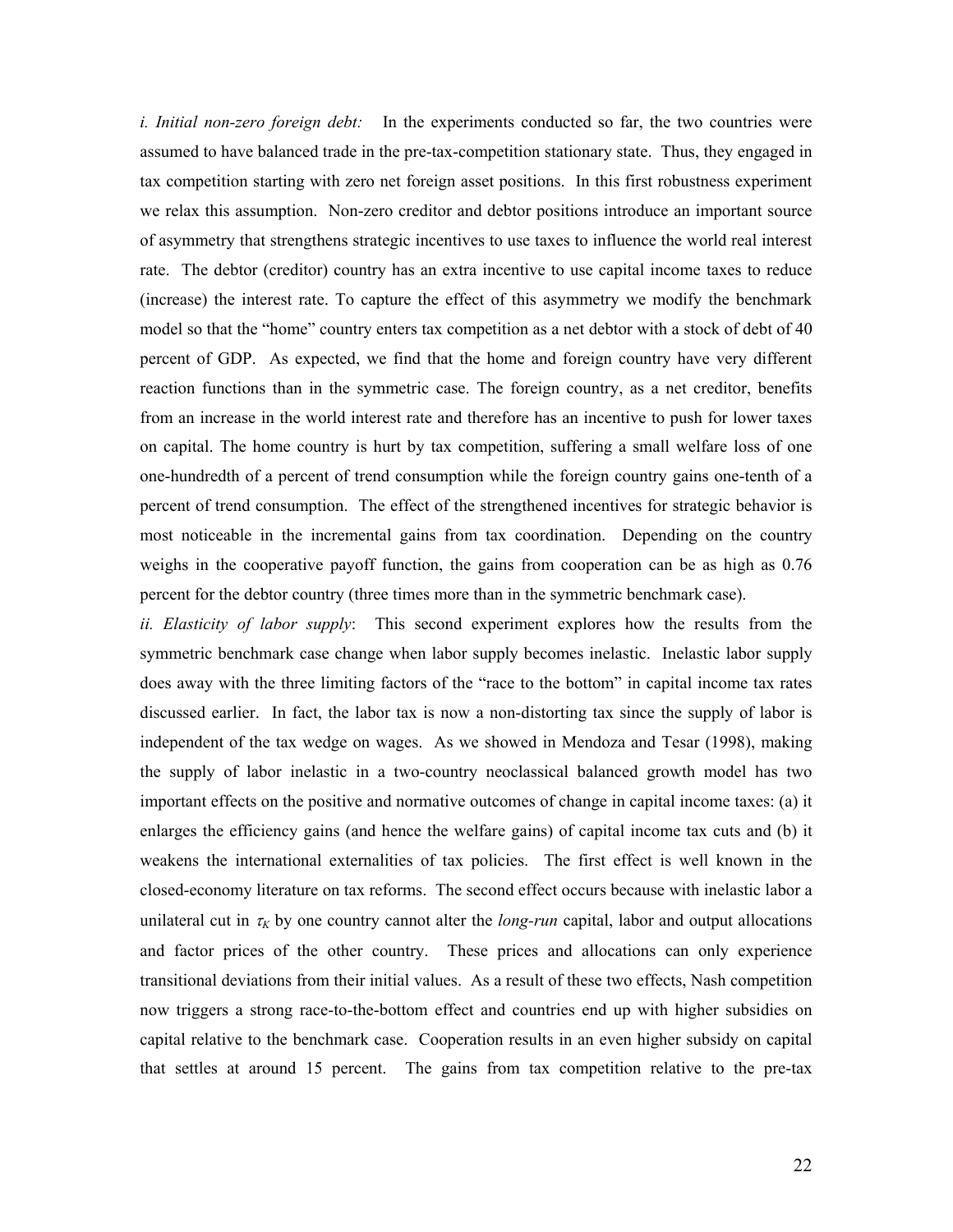*i. Initial non-zero foreign debt:* In the experiments conducted so far, the two countries were assumed to have balanced trade in the pre-tax-competition stationary state. Thus, they engaged in tax competition starting with zero net foreign asset positions. In this first robustness experiment we relax this assumption. Non-zero creditor and debtor positions introduce an important source of asymmetry that strengthens strategic incentives to use taxes to influence the world real interest rate. The debtor (creditor) country has an extra incentive to use capital income taxes to reduce (increase) the interest rate. To capture the effect of this asymmetry we modify the benchmark model so that the "home" country enters tax competition as a net debtor with a stock of debt of 40 percent of GDP. As expected, we find that the home and foreign country have very different reaction functions than in the symmetric case. The foreign country, as a net creditor, benefits from an increase in the world interest rate and therefore has an incentive to push for lower taxes on capital. The home country is hurt by tax competition, suffering a small welfare loss of one one-hundredth of a percent of trend consumption while the foreign country gains one-tenth of a percent of trend consumption. The effect of the strengthened incentives for strategic behavior is most noticeable in the incremental gains from tax coordination. Depending on the country weighs in the cooperative payoff function, the gains from cooperation can be as high as 0.76 percent for the debtor country (three times more than in the symmetric benchmark case).

*ii. Elasticity of labor supply*: This second experiment explores how the results from the symmetric benchmark case change when labor supply becomes inelastic. Inelastic labor supply does away with the three limiting factors of the "race to the bottom" in capital income tax rates discussed earlier. In fact, the labor tax is now a non-distorting tax since the supply of labor is independent of the tax wedge on wages. As we showed in Mendoza and Tesar (1998), making the supply of labor inelastic in a two-country neoclassical balanced growth model has two important effects on the positive and normative outcomes of change in capital income taxes: (a) it enlarges the efficiency gains (and hence the welfare gains) of capital income tax cuts and (b) it weakens the international externalities of tax policies. The first effect is well known in the closed-economy literature on tax reforms. The second effect occurs because with inelastic labor a unilateral cut in $\tau_K$ by one country cannot alter the *long-run* capital, labor and output allocations and factor prices of the other country. These prices and allocations can only experience transitional deviations from their initial values. As a result of these two effects, Nash competition now triggers a strong race-to-the-bottom effect and countries end up with higher subsidies on capital relative to the benchmark case. Cooperation results in an even higher subsidy on capital that settles at around 15 percent. The gains from tax competition relative to the pre-tax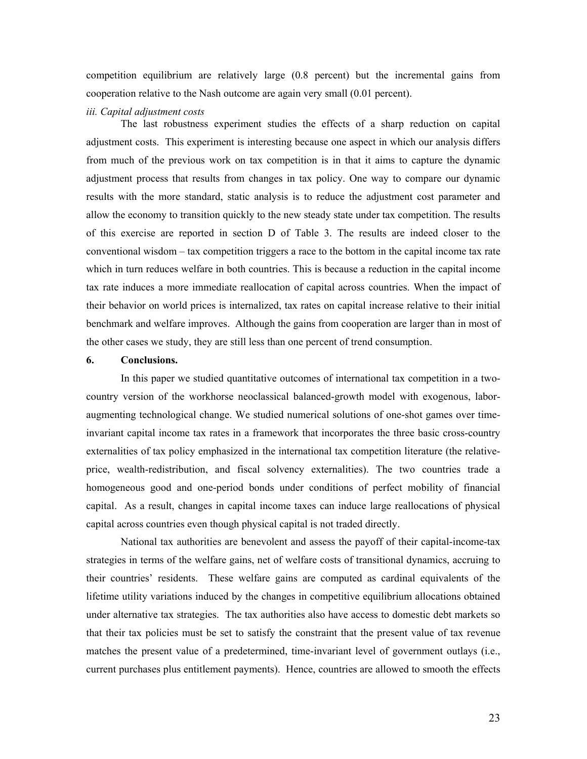competition equilibrium are relatively large (0.8 percent) but the incremental gains from cooperation relative to the Nash outcome are again very small (0.01 percent).

*iii. Capital adjustment costs*

The last robustness experiment studies the effects of a sharp reduction on capital adjustment costs. This experiment is interesting because one aspect in which our analysis differs from much of the previous work on tax competition is in that it aims to capture the dynamic adjustment process that results from changes in tax policy. One way to compare our dynamic results with the more standard, static analysis is to reduce the adjustment cost parameter and allow the economy to transition quickly to the new steady state under tax competition. The results of this exercise are reported in section D of Table 3. The results are indeed closer to the conventional wisdom – tax competition triggers a race to the bottom in the capital income tax rate which in turn reduces welfare in both countries. This is because a reduction in the capital income tax rate induces a more immediate reallocation of capital across countries. When the impact of their behavior on world prices is internalized, tax rates on capital increase relative to their initial benchmark and welfare improves. Although the gains from cooperation are larger than in most of the other cases we study, they are still less than one percent of trend consumption.

## 6. Conclusions.

In this paper we studied quantitative outcomes of international tax competition in a two-country version of the workhorse neoclassical balanced-growth model with exogenous, labor-augmenting technological change. We studied numerical solutions of one-shot games over time-invariant capital income tax rates in a framework that incorporates the three basic cross-country externalities of tax policy emphasized in the international tax competition literature (the relative-price, wealth-redistribution, and fiscal solvency externalities). The two countries trade a homogeneous good and one-period bonds under conditions of perfect mobility of financial capital. As a result, changes in capital income taxes can induce large reallocations of physical capital across countries even though physical capital is not traded directly.

National tax authorities are benevolent and assess the payoff of their capital-income-tax strategies in terms of the welfare gains, net of welfare costs of transitional dynamics, accruing to their countries' residents. These welfare gains are computed as cardinal equivalents of the lifetime utility variations induced by the changes in competitive equilibrium allocations obtained under alternative tax strategies. The tax authorities also have access to domestic debt markets so that their tax policies must be set to satisfy the constraint that the present value of tax revenue matches the present value of a predetermined, time-invariant level of government outlays (i.e., current purchases plus entitlement payments). Hence, countries are allowed to smooth the effects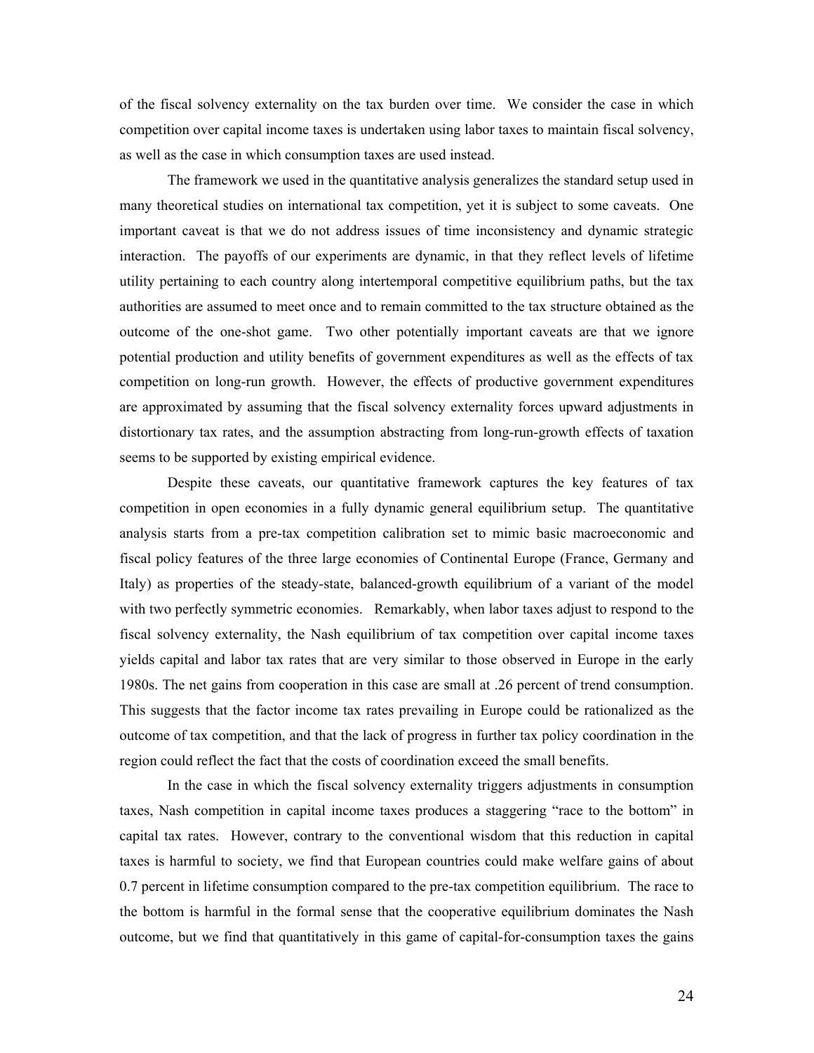of the fiscal solvency externality on the tax burden over time. We consider the case in which competition over capital income taxes is undertaken using labor taxes to maintain fiscal solvency, as well as the case in which consumption taxes are used instead.

The framework we used in the quantitative analysis generalizes the standard setup used in many theoretical studies on international tax competition, yet it is subject to some caveats. One important caveat is that we do not address issues of time inconsistency and dynamic strategic interaction. The payoffs of our experiments are dynamic, in that they reflect levels of lifetime utility pertaining to each country along intertemporal competitive equilibrium paths, but the tax authorities are assumed to meet once and to remain committed to the tax structure obtained as the outcome of the one-shot game. Two other potentially important caveats are that we ignore potential production and utility benefits of government expenditures as well as the effects of tax competition on long-run growth. However, the effects of productive government expenditures are approximated by assuming that the fiscal solvency externality forces upward adjustments in distortionary tax rates, and the assumption abstracting from long-run-growth effects of taxation seems to be supported by existing empirical evidence.

Despite these caveats, our quantitative framework captures the key features of tax competition in open economies in a fully dynamic general equilibrium setup. The quantitative analysis starts from a pre-tax competition calibration set to mimic basic macroeconomic and fiscal policy features of the three large economies of Continental Europe (France, Germany and Italy) as properties of the steady-state, balanced-growth equilibrium of a variant of the model with two perfectly symmetric economies. Remarkably, when labor taxes adjust to respond to the fiscal solvency externality, the Nash equilibrium of tax competition over capital income taxes yields capital and labor tax rates that are very similar to those observed in Europe in the early 1980s. The net gains from cooperation in this case are small at .26 percent of trend consumption. This suggests that the factor income tax rates prevailing in Europe could be rationalized as the outcome of tax competition, and that the lack of progress in further tax policy coordination in the region could reflect the fact that the costs of coordination exceed the small benefits.

In the case in which the fiscal solvency externality triggers adjustments in consumption taxes, Nash competition in capital income taxes produces a staggering "race to the bottom" in capital tax rates. However, contrary to the conventional wisdom that this reduction in capital taxes is harmful to society, we find that European countries could make welfare gains of about 0.7 percent in lifetime consumption compared to the pre-tax competition equilibrium. The race to the bottom is harmful in the formal sense that the cooperative equilibrium dominates the Nash outcome, but we find that quantitatively in this game of capital-for-consumption taxes the gains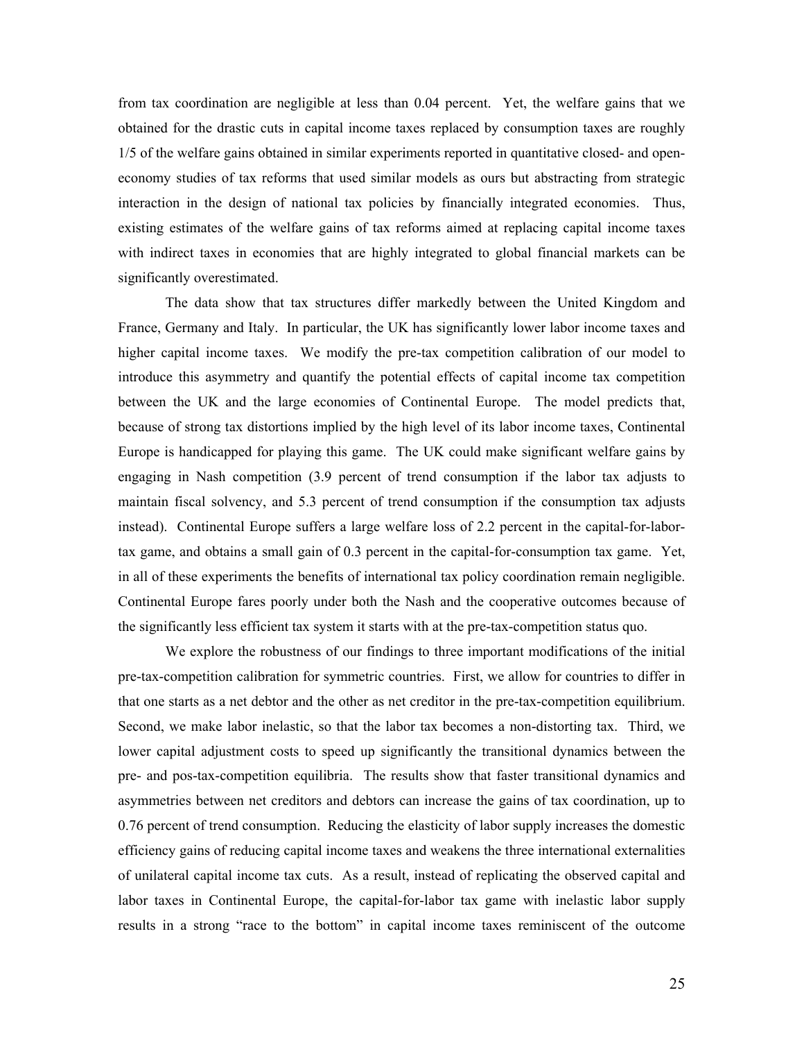from tax coordination are negligible at less than 0.04 percent. Yet, the welfare gains that we obtained for the drastic cuts in capital income taxes replaced by consumption taxes are roughly 1/5 of the welfare gains obtained in similar experiments reported in quantitative closed- and open-economy studies of tax reforms that used similar models as ours but abstracting from strategic interaction in the design of national tax policies by financially integrated economies. Thus, existing estimates of the welfare gains of tax reforms aimed at replacing capital income taxes with indirect taxes in economies that are highly integrated to global financial markets can be significantly overestimated.

The data show that tax structures differ markedly between the United Kingdom and France, Germany and Italy. In particular, the UK has significantly lower labor income taxes and higher capital income taxes. We modify the pre-tax competition calibration of our model to introduce this asymmetry and quantify the potential effects of capital income tax competition between the UK and the large economies of Continental Europe. The model predicts that, because of strong tax distortions implied by the high level of its labor income taxes, Continental Europe is handicapped for playing this game. The UK could make significant welfare gains by engaging in Nash competition (3.9 percent of trend consumption if the labor tax adjusts to maintain fiscal solvency, and 5.3 percent of trend consumption if the consumption tax adjusts instead). Continental Europe suffers a large welfare loss of 2.2 percent in the capital-for-labor-tax game, and obtains a small gain of 0.3 percent in the capital-for-consumption tax game. Yet, in all of these experiments the benefits of international tax policy coordination remain negligible. Continental Europe fares poorly under both the Nash and the cooperative outcomes because of the significantly less efficient tax system it starts with at the pre-tax-competition status quo.

We explore the robustness of our findings to three important modifications of the initial pre-tax-competition calibration for symmetric countries. First, we allow for countries to differ in that one starts as a net debtor and the other as net creditor in the pre-tax-competition equilibrium. Second, we make labor inelastic, so that the labor tax becomes a non-distorting tax. Third, we lower capital adjustment costs to speed up significantly the transitional dynamics between the pre- and pos-tax-competition equilibria. The results show that faster transitional dynamics and asymmetries between net creditors and debtors can increase the gains of tax coordination, up to 0.76 percent of trend consumption. Reducing the elasticity of labor supply increases the domestic efficiency gains of reducing capital income taxes and weakens the three international externalities of unilateral capital income tax cuts. As a result, instead of replicating the observed capital and labor taxes in Continental Europe, the capital-for-labor tax game with inelastic labor supply results in a strong "race to the bottom" in capital income taxes reminiscent of the outcome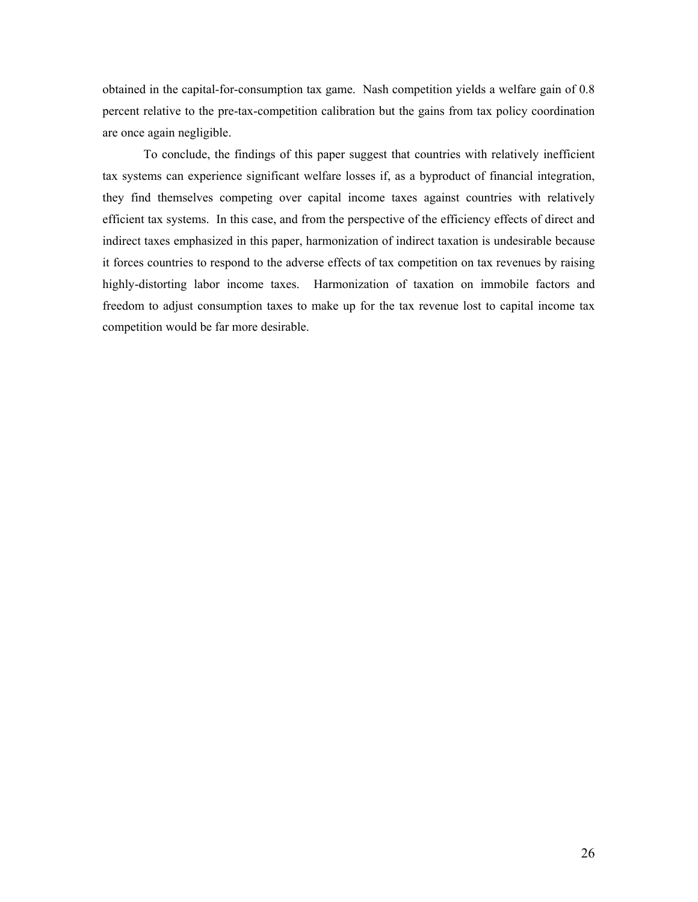obtained in the capital-for-consumption tax game. Nash competition yields a welfare gain of 0.8 percent relative to the pre-tax-competition calibration but the gains from tax policy coordination are once again negligible.

To conclude, the findings of this paper suggest that countries with relatively inefficient tax systems can experience significant welfare losses if, as a byproduct of financial integration, they find themselves competing over capital income taxes against countries with relatively efficient tax systems. In this case, and from the perspective of the efficiency effects of direct and indirect taxes emphasized in this paper, harmonization of indirect taxation is undesirable because it forces countries to respond to the adverse effects of tax competition on tax revenues by raising highly-distorting labor income taxes. Harmonization of taxation on immobile factors and freedom to adjust consumption taxes to make up for the tax revenue lost to capital income tax competition would be far more desirable.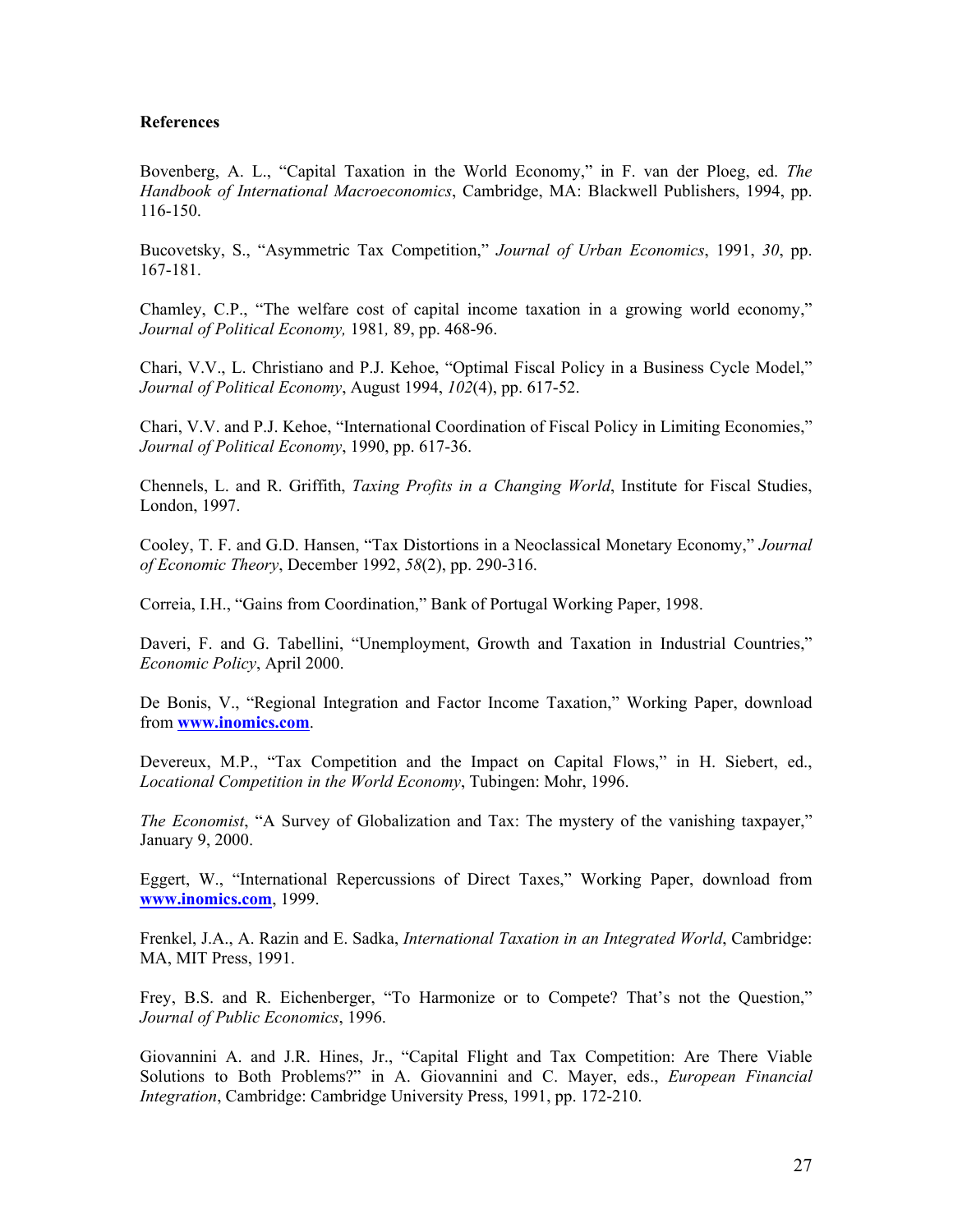**References**

Bovenberg, A. L., “Capital Taxation in the World Economy,” in F. van der Ploeg, ed. *The Handbook of International Macroeconomics*, Cambridge, MA: Blackwell Publishers, 1994, pp. 116-150.

Bucovetsky, S., “Asymmetric Tax Competition,” *Journal of Urban Economics*, 1991, *30*, pp. 167-181.

Chamley, C.P., “The welfare cost of capital income taxation in a growing world economy,” *Journal of Political Economy,* 1981*,* 89, pp. 468-96.

Chari, V.V., L. Christiano and P.J. Kehoe, “Optimal Fiscal Policy in a Business Cycle Model,” *Journal of Political Economy*, August 1994, *102*(4), pp. 617-52.

Chari, V.V. and P.J. Kehoe, “International Coordination of Fiscal Policy in Limiting Economies,” *Journal of Political Economy*, 1990, pp. 617-36.

Chennels, L. and R. Griffith, *Taxing Profits in a Changing World*, Institute for Fiscal Studies, London, 1997.

Cooley, T. F. and G.D. Hansen, “Tax Distortions in a Neoclassical Monetary Economy,” *Journal of Economic Theory*, December 1992, *58*(2), pp. 290-316.

Correia, I.H., “Gains from Coordination,” Bank of Portugal Working Paper, 1998.

Daveri, F. and G. Tabellini, “Unemployment, Growth and Taxation in Industrial Countries,” *Economic Policy*, April 2000.

De Bonis, V., “Regional Integration and Factor Income Taxation,” Working Paper, download from **www.inomics.com**.

Devereux, M.P., “Tax Competition and the Impact on Capital Flows,” in H. Siebert, ed., *Locational Competition in the World Economy*, Tubingen: Mohr, 1996.

*The Economist*, “A Survey of Globalization and Tax: The mystery of the vanishing taxpayer,” January 9, 2000.

Eggert, W., “International Repercussions of Direct Taxes,” Working Paper, download from **www.inomics.com**, 1999.

Frenkel, J.A., A. Razin and E. Sadka, *International Taxation in an Integrated World*, Cambridge: MA, MIT Press, 1991.

Frey, B.S. and R. Eichenberger, “To Harmonize or to Compete? That’s not the Question,” *Journal of Public Economics*, 1996.

Giovannini A. and J.R. Hines, Jr., “Capital Flight and Tax Competition: Are There Viable Solutions to Both Problems?” in A. Giovannini and C. Mayer, eds., *European Financial Integration*, Cambridge: Cambridge University Press, 1991, pp. 172-210.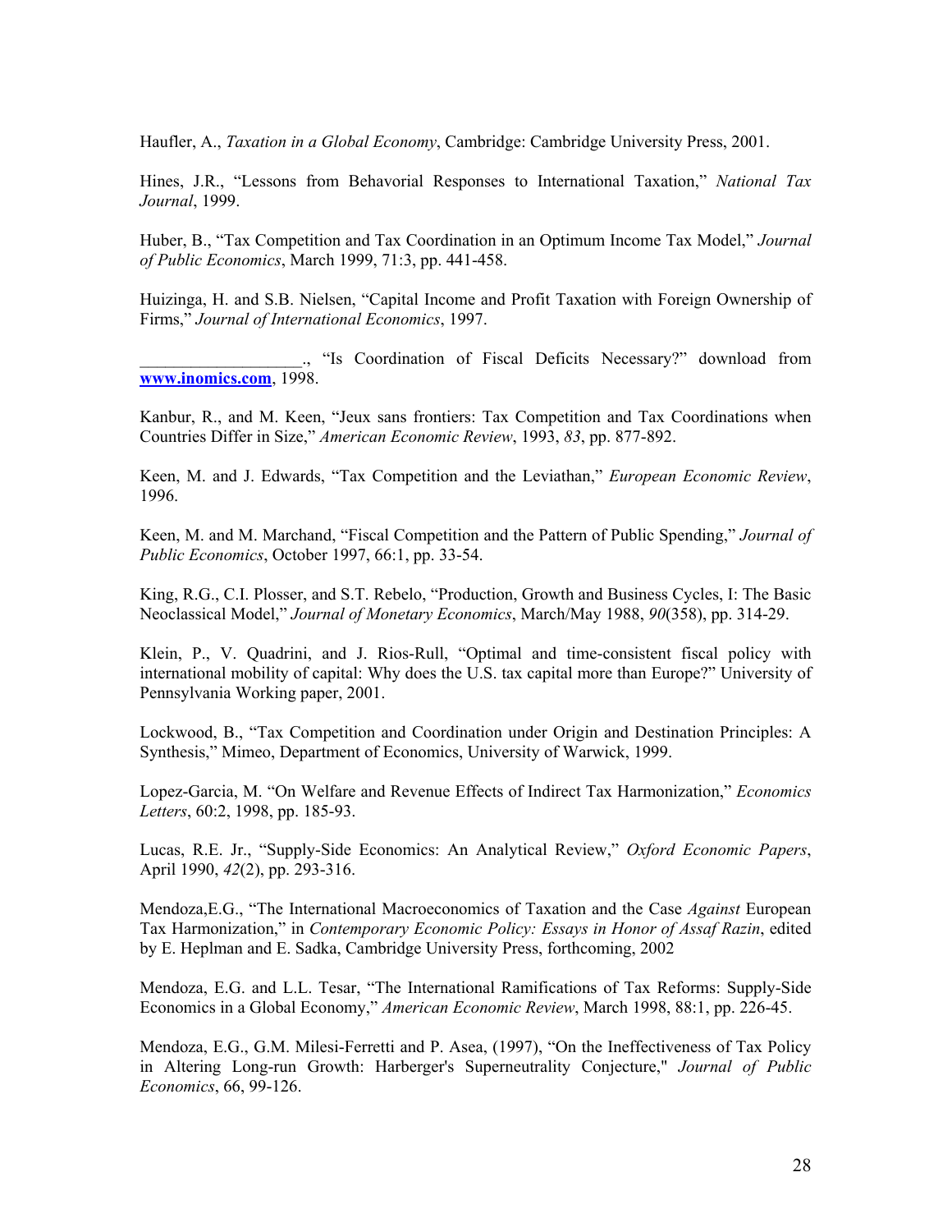Haufler, A., *Taxation in a Global Economy*, Cambridge: Cambridge University Press, 2001.

Hines, J.R., "Lessons from Behavorial Responses to International Taxation," *National Tax Journal*, 1999.

Huber, B., "Tax Competition and Tax Coordination in an Optimum Income Tax Model," *Journal of Public Economics*, March 1999, 71:3, pp. 441-458.

Huizinga, H. and S.B. Nielsen, "Capital Income and Profit Taxation with Foreign Ownership of Firms," *Journal of International Economics*, 1997.

___________________., "Is Coordination of Fiscal Deficits Necessary?" download from **www.inomics.com**, 1998.

Kanbur, R., and M. Keen, "Jeux sans frontiers: Tax Competition and Tax Coordinations when Countries Differ in Size," *American Economic Review*, 1993, *83*, pp. 877-892.

Keen, M. and J. Edwards, "Tax Competition and the Leviathan," *European Economic Review*, 1996.

Keen, M. and M. Marchand, "Fiscal Competition and the Pattern of Public Spending," *Journal of Public Economics*, October 1997, 66:1, pp. 33-54.

King, R.G., C.I. Plosser, and S.T. Rebelo, "Production, Growth and Business Cycles, I: The Basic Neoclassical Model," *Journal of Monetary Economics*, March/May 1988, *90*(358), pp. 314-29.

Klein, P., V. Quadrini, and J. Rios-Rull, "Optimal and time-consistent fiscal policy with international mobility of capital: Why does the U.S. tax capital more than Europe?" University of Pennsylvania Working paper, 2001.

Lockwood, B., "Tax Competition and Coordination under Origin and Destination Principles: A Synthesis," Mimeo, Department of Economics, University of Warwick, 1999.

Lopez-Garcia, M. "On Welfare and Revenue Effects of Indirect Tax Harmonization," *Economics Letters*, 60:2, 1998, pp. 185-93.

Lucas, R.E. Jr., "Supply-Side Economics: An Analytical Review," *Oxford Economic Papers*, April 1990, *42*(2), pp. 293-316.

Mendoza,E.G., "The International Macroeconomics of Taxation and the Case *Against* European Tax Harmonization," in *Contemporary Economic Policy: Essays in Honor of Assaf Razin*, edited by E. Heplman and E. Sadka, Cambridge University Press, forthcoming, 2002

Mendoza, E.G. and L.L. Tesar, "The International Ramifications of Tax Reforms: Supply-Side Economics in a Global Economy," *American Economic Review*, March 1998, 88:1, pp. 226-45.

Mendoza, E.G., G.M. Milesi-Ferretti and P. Asea, (1997), "On the Ineffectiveness of Tax Policy in Altering Long-run Growth: Harberger's Superneutrality Conjecture," *Journal of Public Economics*, 66, 99-126.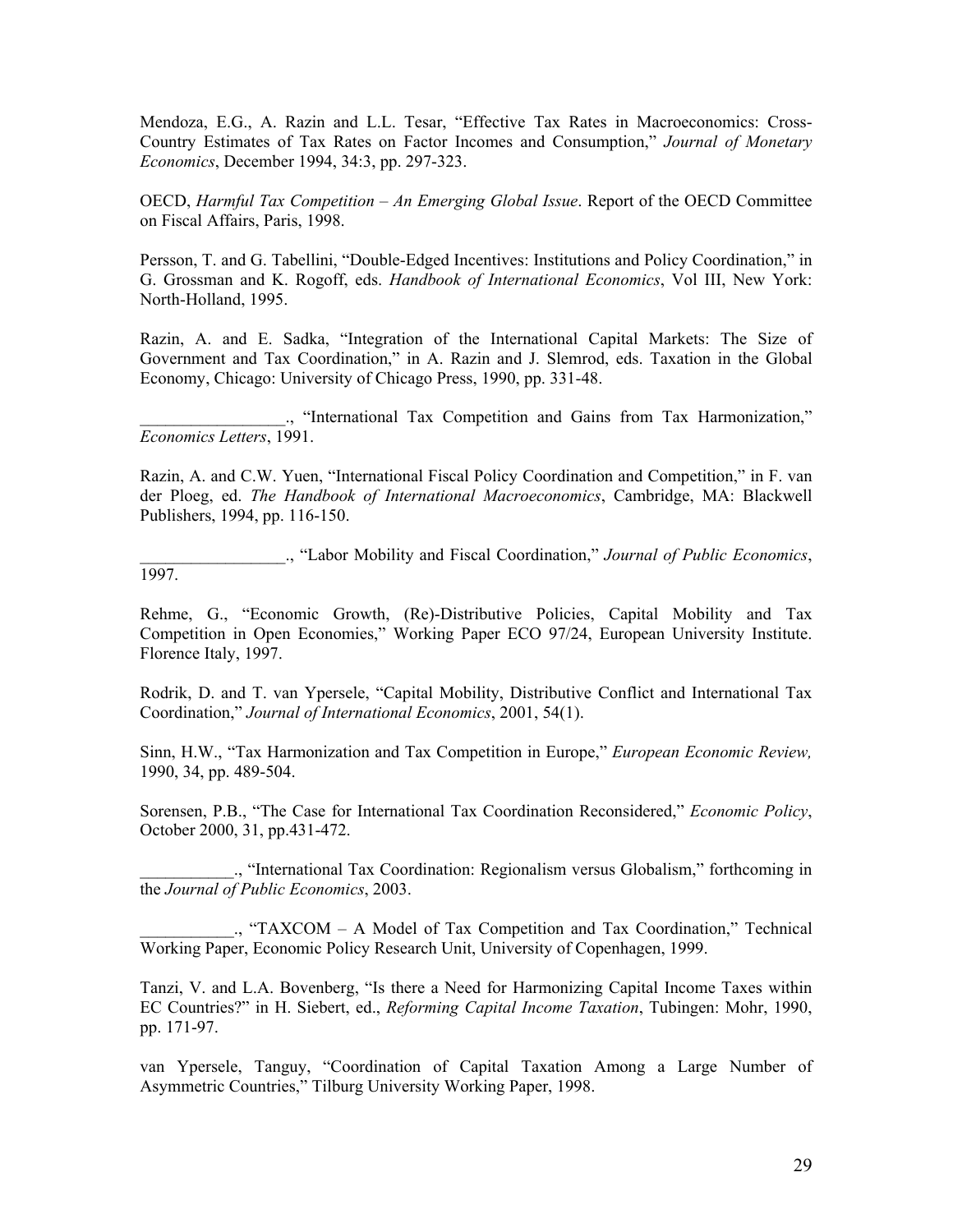Mendoza, E.G., A. Razin and L.L. Tesar, "Effective Tax Rates in Macroeconomics: Cross-Country Estimates of Tax Rates on Factor Incomes and Consumption," *Journal of Monetary Economics*, December 1994, 34:3, pp. 297-323.

OECD, *Harmful Tax Competition – An Emerging Global Issue*. Report of the OECD Committee on Fiscal Affairs, Paris, 1998.

Persson, T. and G. Tabellini, "Double-Edged Incentives: Institutions and Policy Coordination," in G. Grossman and K. Rogoff, eds. *Handbook of International Economics*, Vol III, New York: North-Holland, 1995.

Razin, A. and E. Sadka, "Integration of the International Capital Markets: The Size of Government and Tax Coordination," in A. Razin and J. Slemrod, eds. Taxation in the Global Economy, Chicago: University of Chicago Press, 1990, pp. 331-48.

_________________., "International Tax Competition and Gains from Tax Harmonization," *Economics Letters*, 1991.

Razin, A. and C.W. Yuen, "International Fiscal Policy Coordination and Competition," in F. van der Ploeg, ed. *The Handbook of International Macroeconomics*, Cambridge, MA: Blackwell Publishers, 1994, pp. 116-150.

_________________., "Labor Mobility and Fiscal Coordination," *Journal of Public Economics*, 1997.

Rehme, G., "Economic Growth, (Re)-Distributive Policies, Capital Mobility and Tax Competition in Open Economies," Working Paper ECO 97/24, European University Institute. Florence Italy, 1997.

Rodrik, D. and T. van Ypersele, "Capital Mobility, Distributive Conflict and International Tax Coordination," *Journal of International Economics*, 2001, 54(1).

Sinn, H.W., "Tax Harmonization and Tax Competition in Europe," *European Economic Review,* 1990, 34, pp. 489-504.

Sorensen, P.B., "The Case for International Tax Coordination Reconsidered," *Economic Policy*, October 2000, 31, pp.431-472.

___________., "International Tax Coordination: Regionalism versus Globalism," forthcoming in the *Journal of Public Economics*, 2003.

___________., "TAXCOM – A Model of Tax Competition and Tax Coordination," Technical Working Paper, Economic Policy Research Unit, University of Copenhagen, 1999.

Tanzi, V. and L.A. Bovenberg, "Is there a Need for Harmonizing Capital Income Taxes within EC Countries?" in H. Siebert, ed., *Reforming Capital Income Taxation*, Tubingen: Mohr, 1990, pp. 171-97.

van Ypersele, Tanguy, "Coordination of Capital Taxation Among a Large Number of Asymmetric Countries," Tilburg University Working Paper, 1998.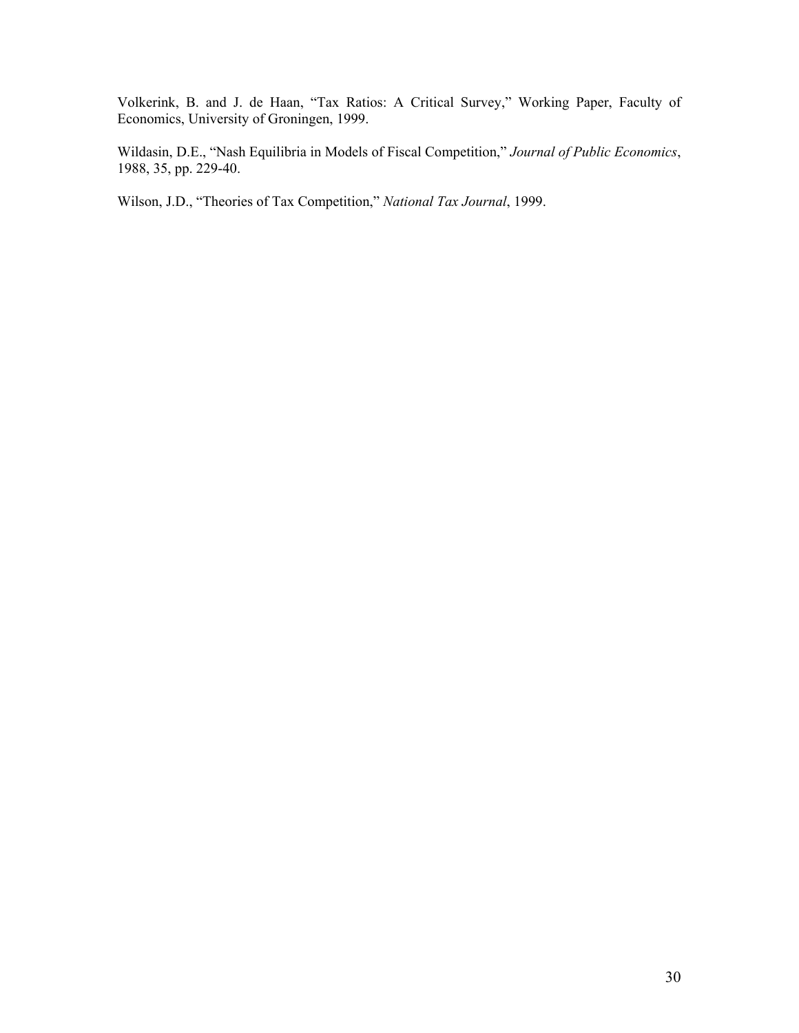Volkerink, B. and J. de Haan, "Tax Ratios: A Critical Survey," Working Paper, Faculty of Economics, University of Groningen, 1999.

Wildasin, D.E., "Nash Equilibria in Models of Fiscal Competition," *Journal of Public Economics*, 1988, 35, pp. 229-40.

Wilson, J.D., "Theories of Tax Competition," *National Tax Journal*, 1999.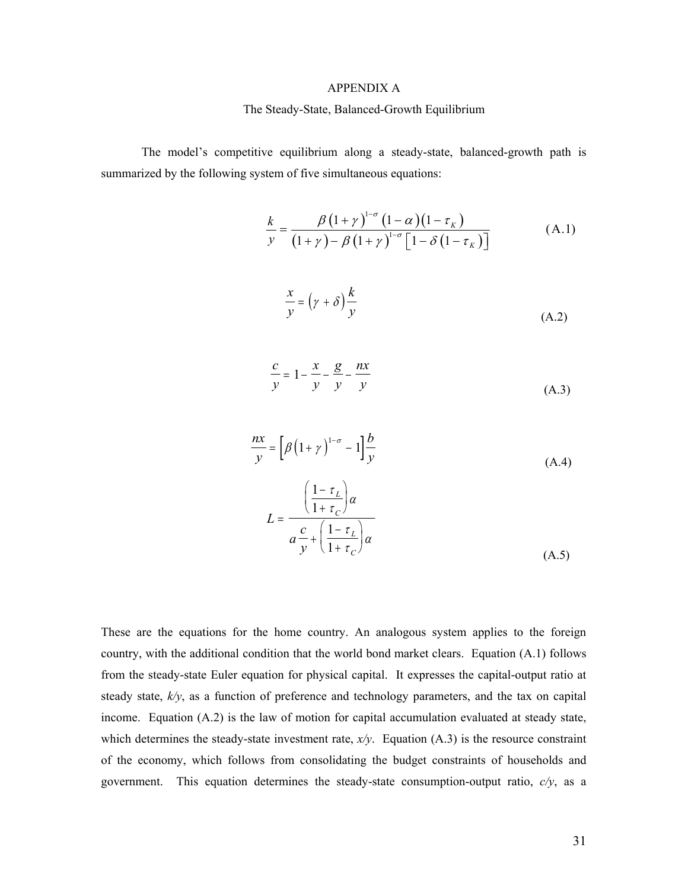# APPENDIX A

## The Steady-State, Balanced-Growth Equilibrium

The model's competitive equilibrium along a steady-state, balanced-growth path is summarized by the following system of five simultaneous equations:

$$\frac{k}{y} = \frac{\beta\left(1+\gamma\right)^{1-\sigma}\left(1-\alpha\right)\left(1-\tau_K\right)}{\left(1+\gamma\right)-\beta\left(1+\gamma\right)^{1-\sigma}\left[1-\delta\left(1-\tau_K\right)\right]} \tag{A.1}$$

$$\frac{x}{y} = \left(\gamma+\delta\right)\frac{k}{y} \tag{A.2}$$

$$\frac{c}{y} = 1-\frac{x}{y}-\frac{g}{y}-\frac{nx}{y} \tag{A.3}$$

$$\frac{nx}{y} = \left[\beta\left(1+\gamma\right)^{1-\sigma}-1\right]\frac{b}{y} \tag{A.4}$$

$$L = \frac{\left(\dfrac{1-\tau_L}{1+\tau_C}\right)\alpha}{a\dfrac{c}{y}+\left(\dfrac{1-\tau_L}{1+\tau_C}\right)\alpha} \tag{A.5}$$

These are the equations for the home country. An analogous system applies to the foreign country, with the additional condition that the world bond market clears. Equation (A.1) follows from the steady-state Euler equation for physical capital. It expresses the capital-output ratio at steady state, $k/y$, as a function of preference and technology parameters, and the tax on capital income. Equation (A.2) is the law of motion for capital accumulation evaluated at steady state, which determines the steady-state investment rate, $x/y$. Equation (A.3) is the resource constraint of the economy, which follows from consolidating the budget constraints of households and government. This equation determines the steady-state consumption-output ratio, $c/y$, as a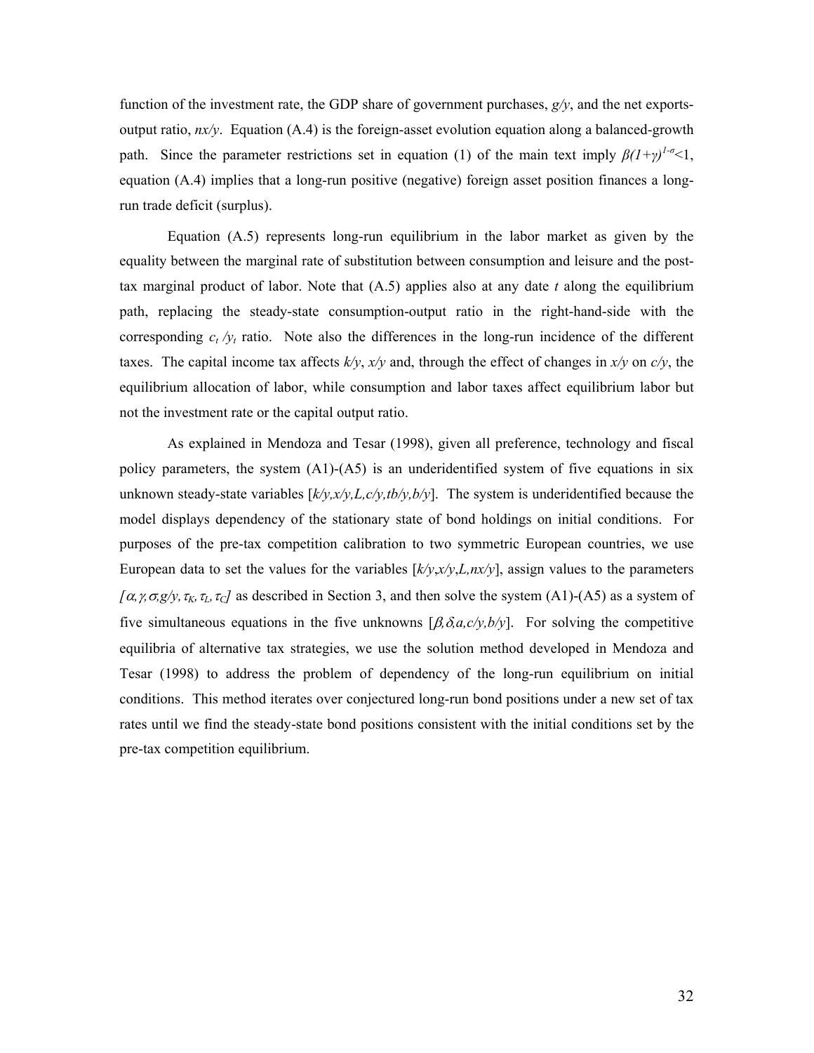function of the investment rate, the GDP share of government purchases, $g/y$, and the net exports-output ratio, $nx/y$. Equation (A.4) is the foreign-asset evolution equation along a balanced-growth path. Since the parameter restrictions set in equation (1) of the main text imply $\beta(1+\gamma)^{1-\sigma}<1$, equation (A.4) implies that a long-run positive (negative) foreign asset position finances a long-run trade deficit (surplus).

Equation (A.5) represents long-run equilibrium in the labor market as given by the equality between the marginal rate of substitution between consumption and leisure and the post-tax marginal product of labor. Note that (A.5) applies also at any date $t$ along the equilibrium path, replacing the steady-state consumption-output ratio in the right-hand-side with the corresponding $c_t /y_t$ ratio. Note also the differences in the long-run incidence of the different taxes. The capital income tax affects $k/y$, $x/y$ and, through the effect of changes in $x/y$ on $c/y$, the equilibrium allocation of labor, while consumption and labor taxes affect equilibrium labor but not the investment rate or the capital output ratio.

As explained in Mendoza and Tesar (1998), given all preference, technology and fiscal policy parameters, the system (A1)-(A5) is an underidentified system of five equations in six unknown steady-state variables $[k/y, x/y, L, c/y, tb/y, b/y]$. The system is underidentified because the model displays dependency of the stationary state of bond holdings on initial conditions. For purposes of the pre-tax competition calibration to two symmetric European countries, we use European data to set the values for the variables $[k/y, x/y, L, nx/y]$, assign values to the parameters $[\alpha, \gamma, \sigma, g/y, \tau_K, \tau_L, \tau_C]$ as described in Section 3, and then solve the system (A1)-(A5) as a system of five simultaneous equations in the five unknowns $[\beta, \delta, a, c/y, b/y]$. For solving the competitive equilibria of alternative tax strategies, we use the solution method developed in Mendoza and Tesar (1998) to address the problem of dependency of the long-run equilibrium on initial conditions. This method iterates over conjectured long-run bond positions under a new set of tax rates until we find the steady-state bond positions consistent with the initial conditions set by the pre-tax competition equilibrium.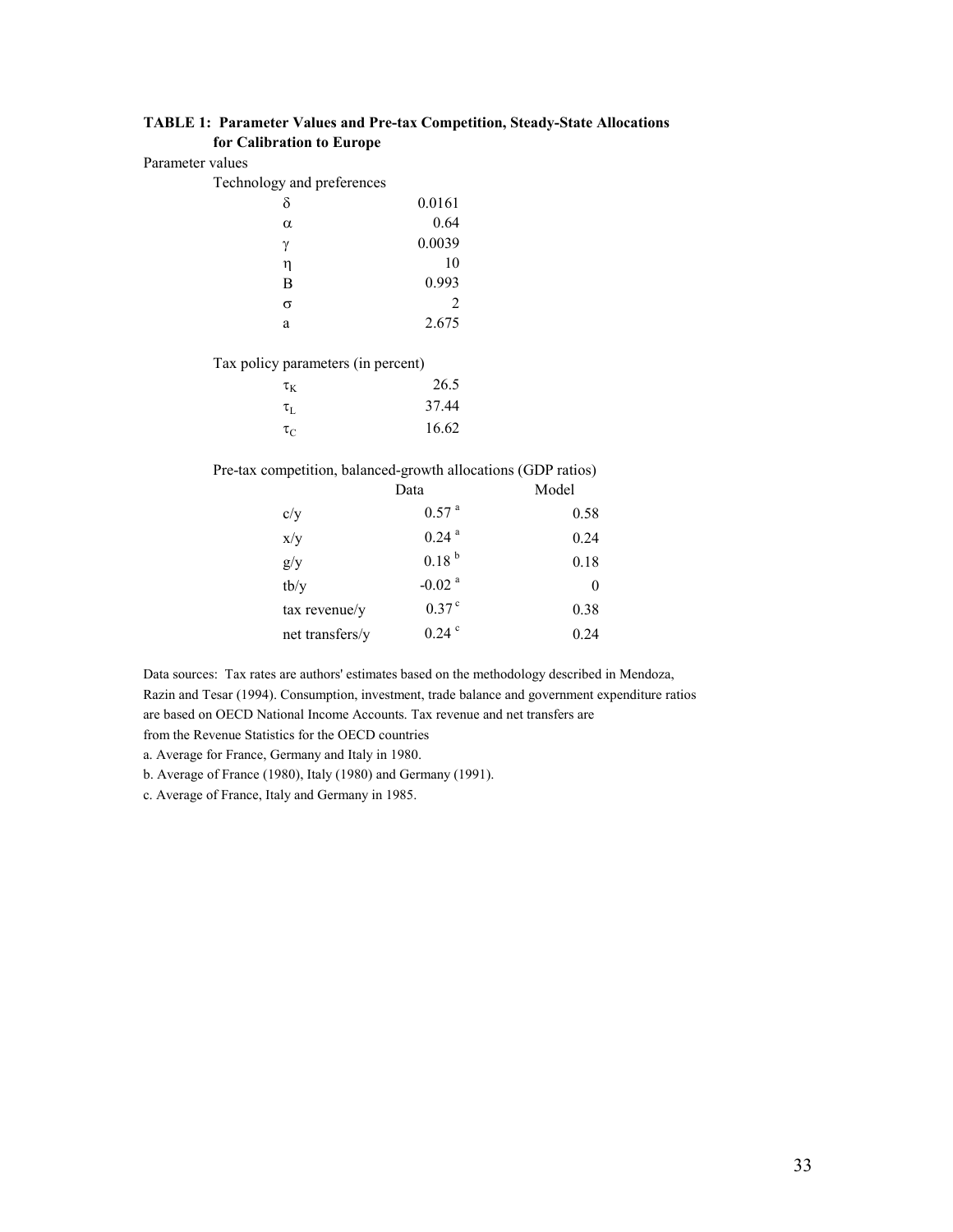**TABLE 1: Parameter Values and Pre-tax Competition, Steady-State Allocations for Calibration to Europe**

Parameter values

Technology and preferences

| | |
|---|---|
| $\delta$ | 0.0161 |
| $\alpha$ | 0.64 |
| $\gamma$ | 0.0039 |
| $\eta$ | 10 |
| B | 0.993 |
| $\sigma$ | 2 |
| a | 2.675 |

Tax policy parameters (in percent)

| | |
|---|---|
| $\tau_K$ | 26.5 |
| $\tau_L$ | 37.44 |
| $\tau_C$ | 16.62 |

Pre-tax competition, balanced-growth allocations (GDP ratios)

| | Data | Model |
|---|---|---|
| c/y | 0.57 [a] | 0.58 |
| x/y | 0.24 [a] | 0.24 |
| g/y | 0.18 [b] | 0.18 |
| tb/y | -0.02 [a] | 0 |
| tax revenue/y | 0.37 [c] | 0.38 |
| net transfers/y | 0.24 [c] | 0.24 |

Data sources: Tax rates are authors' estimates based on the methodology described in Mendoza, Razin and Tesar (1994). Consumption, investment, trade balance and government expenditure ratios are based on OECD National Income Accounts. Tax revenue and net transfers are from the Revenue Statistics for the OECD countries

a. Average for France, Germany and Italy in 1980.

b. Average of France (1980), Italy (1980) and Germany (1991).

c. Average of France, Italy and Germany in 1985.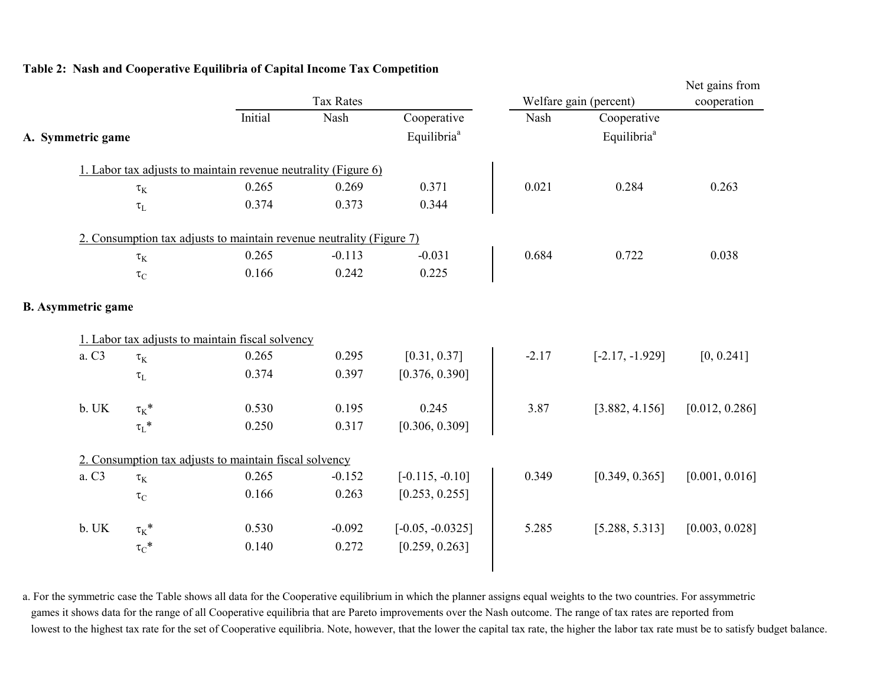**Table 2: Nash and Cooperative Equilibria of Capital Income Tax Competition**

| | | Tax Rates | | | Welfare gain (percent) | | Net gains from cooperation |
|---|---|---|---|---|---|---|---|
| | | Initial | Nash | Cooperative Equilibria[a] | Nash | Cooperative Equilibria[a] | |
| **A. Symmetric game** | | | | | | | |
| 1. Labor tax adjusts to maintain revenue neutrality (Figure 6) | | | | | | | |
| | $\tau_K$ | 0.265 | 0.269 | 0.371 | 0.021 | 0.284 | 0.263 |
| | $\tau_L$ | 0.374 | 0.373 | 0.344 | | | |
| 2. Consumption tax adjusts to maintain revenue neutrality (Figure 7) | | | | | | | |
| | $\tau_K$ | 0.265 | -0.113 | -0.031 | 0.684 | 0.722 | 0.038 |
| | $\tau_C$ | 0.166 | 0.242 | 0.225 | | | |
| **B. Asymmetric game** | | | | | | | |
| 1. Labor tax adjusts to maintain fiscal solvency | | | | | | | |
| a. C3 | $\tau_K$ | 0.265 | 0.295 | [0.31, 0.37] | -2.17 | [-2.17, -1.929] | [0, 0.241] |
| | $\tau_L$ | 0.374 | 0.397 | [0.376, 0.390] | | | |
| b. UK | $\tau_K$* | 0.530 | 0.195 | 0.245 | 3.87 | [3.882, 4.156] | [0.012, 0.286] |
| | $\tau_L$* | 0.250 | 0.317 | [0.306, 0.309] | | | |
| 2. Consumption tax adjusts to maintain fiscal solvency | | | | | | | |
| a. C3 | $\tau_K$ | 0.265 | -0.152 | [-0.115, -0.10] | 0.349 | [0.349, 0.365] | [0.001, 0.016] |
| | $\tau_C$ | 0.166 | 0.263 | [0.253, 0.255] | | | |
| b. UK | $\tau_K$* | 0.530 | -0.092 | [-0.05, -0.0325] | 5.285 | [5.288, 5.313] | [0.003, 0.028] |
| | $\tau_C$* | 0.140 | 0.272 | [0.259, 0.263] | | | |

a. For the symmetric case the Table shows all data for the Cooperative equilibrium in which the planner assigns equal weights to the two countries. For assymmetric games it shows data for the range of all Cooperative equilibria that are Pareto improvements over the Nash outcome. The range of tax rates are reported from lowest to the highest tax rate for the set of Cooperative equilibria. Note, however, that the lower the capital tax rate, the higher the labor tax rate must be to satisfy budget balance.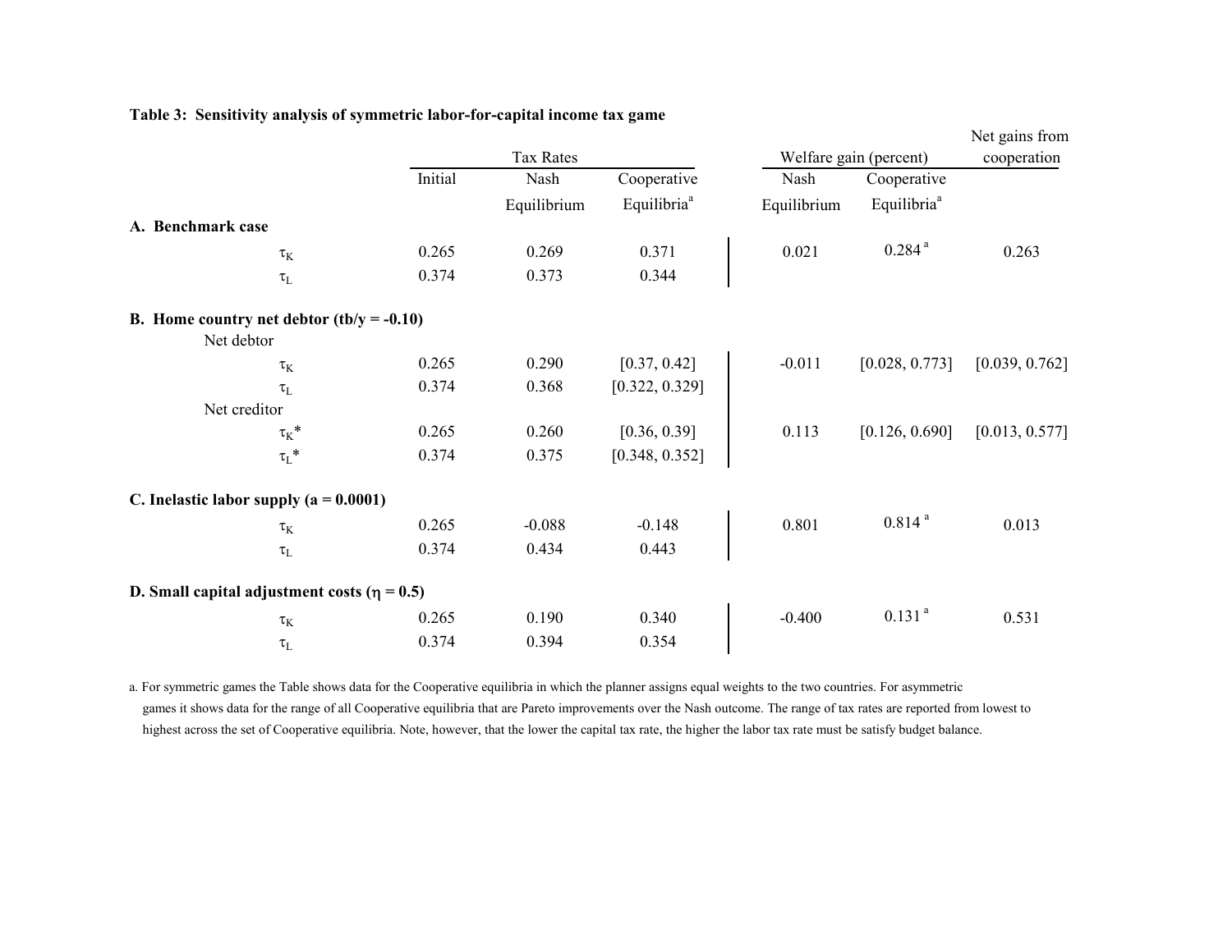**Table 3: Sensitivity analysis of symmetric labor-for-capital income tax game**

| | Tax Rates | | | Welfare gain (percent) | | Net gains from cooperation |
|---|---|---|---|---|---|---|
| | Initial | Nash Equilibrium | Cooperative Equilibria[a] | Nash Equilibrium | Cooperative Equilibria[a] | |
| **A. Benchmark case** | | | | | | |
| $\tau_K$ | 0.265 | 0.269 | 0.371 | 0.021 | 0.284 [a] | 0.263 |
| $\tau_L$ | 0.374 | 0.373 | 0.344 | | | |
| **B. Home country net debtor (tb/y = -0.10)** | | | | | | |
| Net debtor | | | | | | |
| $\tau_K$ | 0.265 | 0.290 | [0.37, 0.42] | -0.011 | [0.028, 0.773] | [0.039, 0.762] |
| $\tau_L$ | 0.374 | 0.368 | [0.322, 0.329] | | | |
| Net creditor | | | | | | |
| $\tau_K$* | 0.265 | 0.260 | [0.36, 0.39] | 0.113 | [0.126, 0.690] | [0.013, 0.577] |
| $\tau_L$* | 0.374 | 0.375 | [0.348, 0.352] | | | |
| **C. Inelastic labor supply (a = 0.0001)** | | | | | | |
| $\tau_K$ | 0.265 | -0.088 | -0.148 | 0.801 | 0.814 [a] | 0.013 |
| $\tau_L$ | 0.374 | 0.434 | 0.443 | | | |
| **D. Small capital adjustment costs ($\eta$ = 0.5)** | | | | | | |
| $\tau_K$ | 0.265 | 0.190 | 0.340 | -0.400 | 0.131 [a] | 0.531 |
| $\tau_L$ | 0.374 | 0.394 | 0.354 | | | |

a. For symmetric games the Table shows data for the Cooperative equilibria in which the planner assigns equal weights to the two countries. For asymmetric games it shows data for the range of all Cooperative equilibria that are Pareto improvements over the Nash outcome. The range of tax rates are reported from lowest to highest across the set of Cooperative equilibria. Note, however, that the lower the capital tax rate, the higher the labor tax rate must be satisfy budget balance.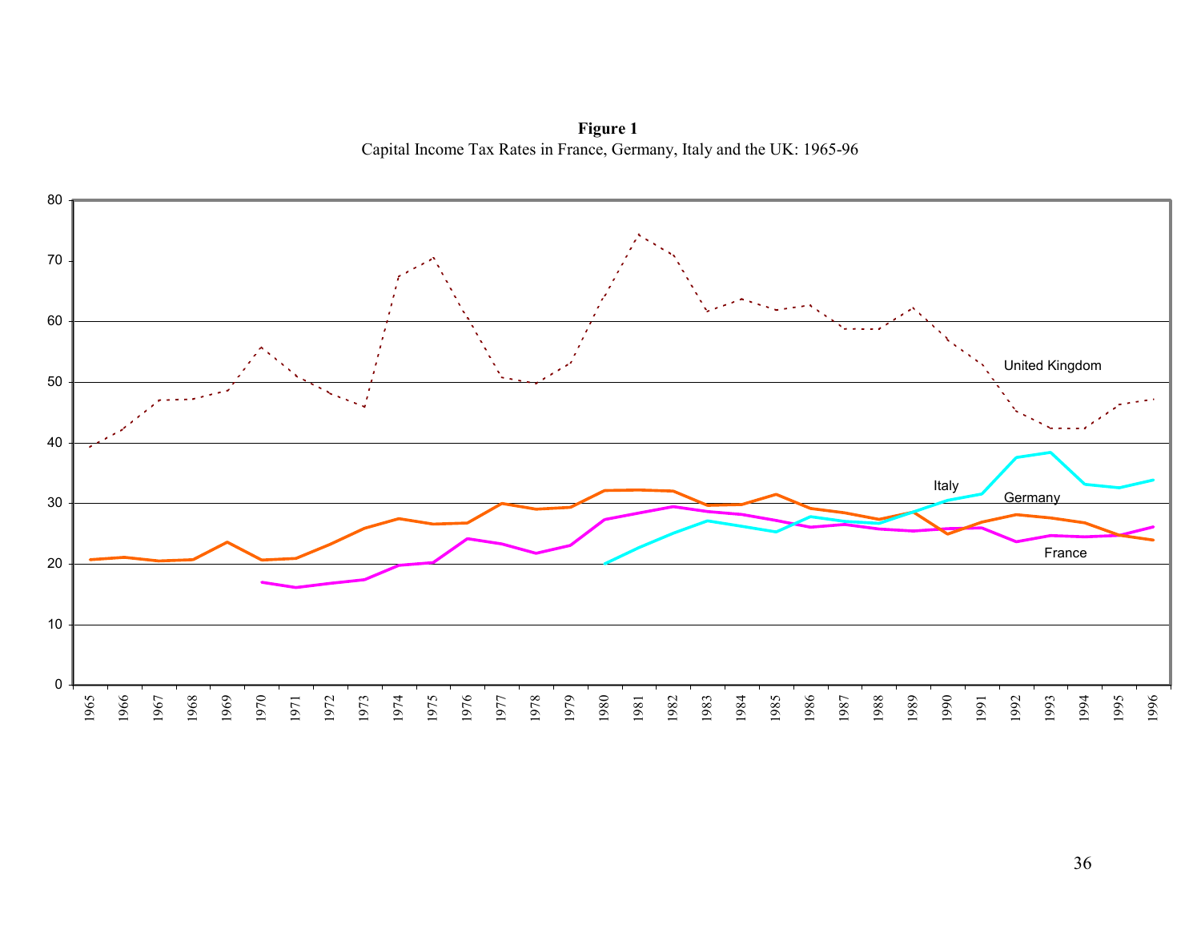**Figure 1**
Capital Income Tax Rates in France, Germany, Italy and the UK: 1965-96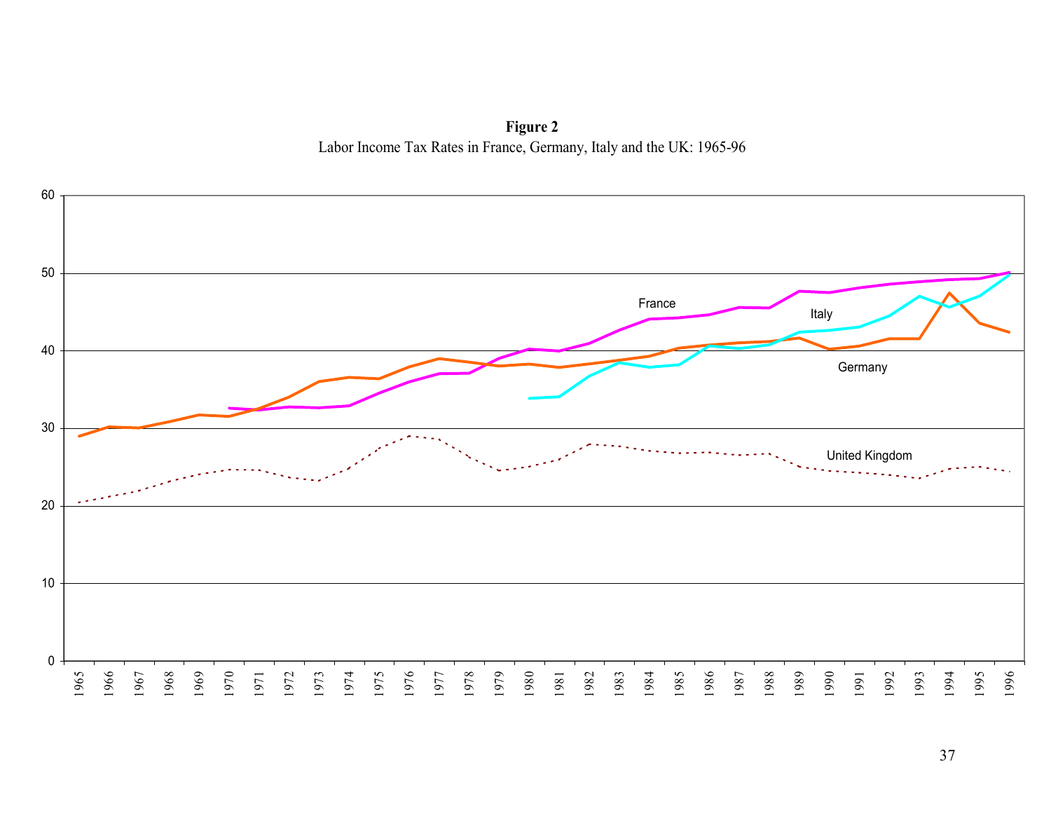**Figure 2**

Labor Income Tax Rates in France, Germany, Italy and the UK: 1965-96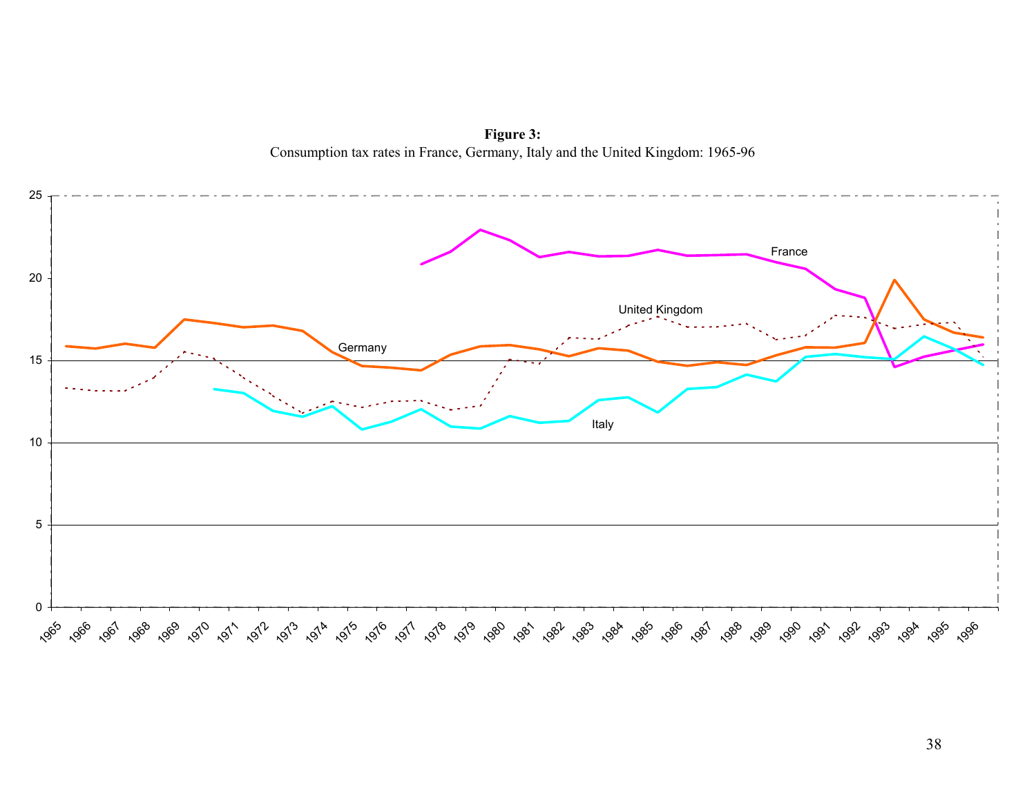**Figure 3:**
Consumption tax rates in France, Germany, Italy and the United Kingdom: 1965-96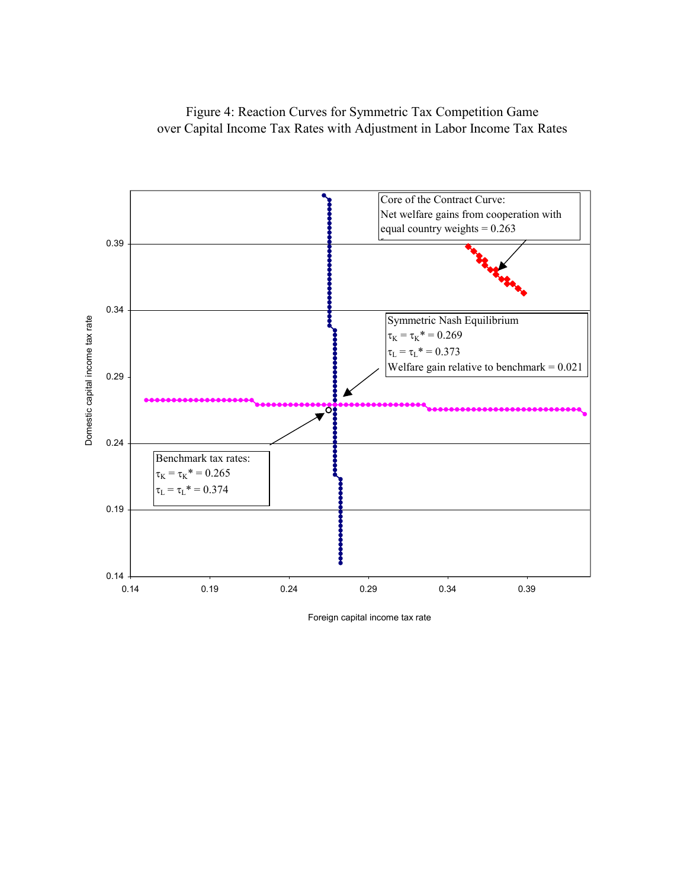Figure 4: Reaction Curves for Symmetric Tax Competition Game over Capital Income Tax Rates with Adjustment in Labor Income Tax Rates

Core of the Contract Curve:
Net welfare gains from cooperation with equal country weights = 0.263

Symmetric Nash Equilibrium
$\tau_K = \tau_K{}^* = 0.269$
$\tau_L = \tau_L{}^* = 0.373$
Welfare gain relative to benchmark = 0.021

Benchmark tax rates:
$\tau_K = \tau_K{}^* = 0.265$
$\tau_L = \tau_L{}^* = 0.374$

Domestic capital income tax rate

Foreign capital income tax rate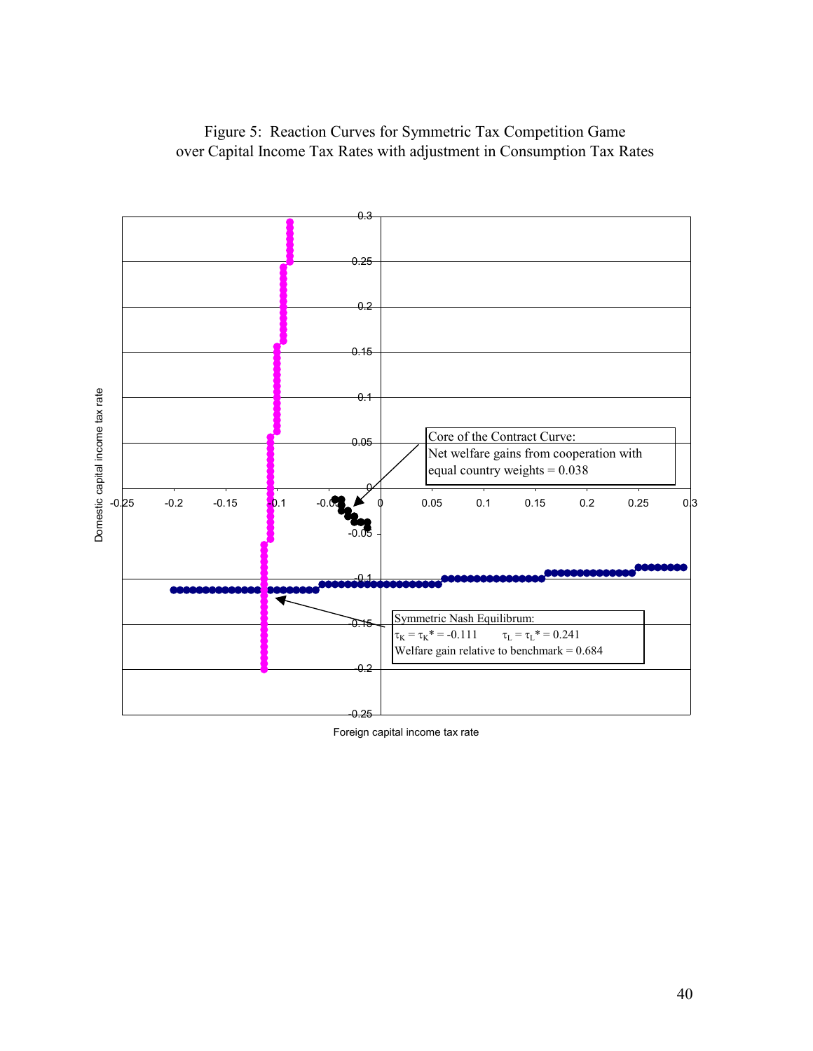Figure 5: Reaction Curves for Symmetric Tax Competition Game over Capital Income Tax Rates with adjustment in Consumption Tax Rates

Domestic capital income tax rate

Foreign capital income tax rate

0.3
0.25
0.2
0.15
0.1
0.05
0
-0.05
-0.1
-0.15
-0.2
-0.25

-0.25
-0.2
-0.15
-0.1
-0.05
0
0.05
0.1
0.15
0.2
0.25
0.3

Core of the Contract Curve:
Net welfare gains from cooperation with equal country weights = 0.038

Symmetric Nash Equilibrum:
$\tau_K = \tau_K^* = -0.111 \qquad \tau_L = \tau_L^* = 0.241$
Welfare gain relative to benchmark = 0.684